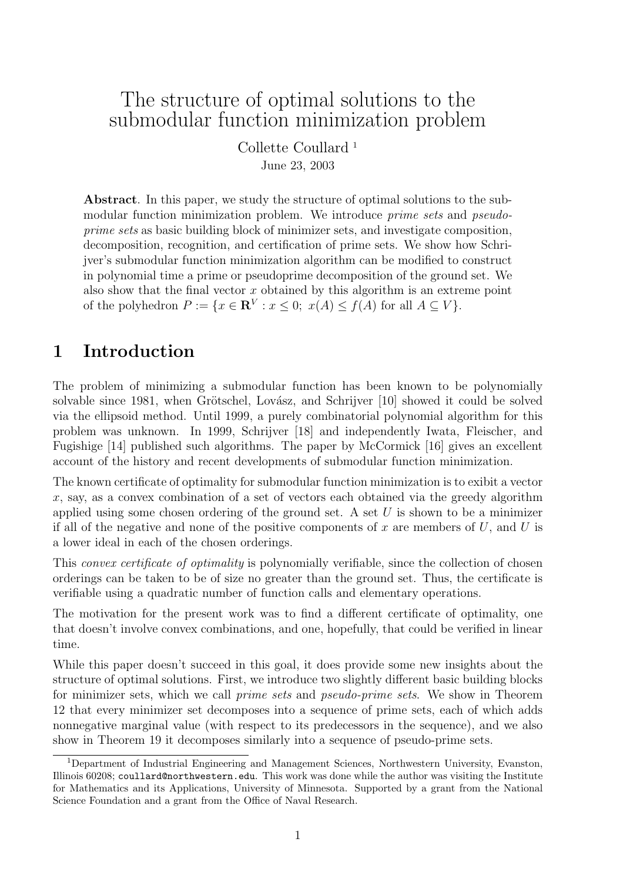# The structure of optimal solutions to the submodular function minimization problem

Collette Coullard [1]

June 23, 2003

**Abstract**. In this paper, we study the structure of optimal solutions to the submodular function minimization problem. We introduce *prime sets* and *pseudo-prime sets* as basic building block of minimizer sets, and investigate composition, decomposition, recognition, and certification of prime sets. We show how Schrijver's submodular function minimization algorithm can be modified to construct in polynomial time a prime or pseudoprime decomposition of the ground set. We also show that the final vector $x$ obtained by this algorithm is an extreme point of the polyhedron $P := \{x \in \mathbf{R}^V : x \leq 0;\ x(A) \leq f(A) \text{ for all } A \subseteq V\}$.

## 1 Introduction

The problem of minimizing a submodular function has been known to be polynomially solvable since 1981, when Grötschel, Lovász, and Schrijver [10] showed it could be solved via the ellipsoid method. Until 1999, a purely combinatorial polynomial algorithm for this problem was unknown. In 1999, Schrijver [18] and independently Iwata, Fleischer, and Fugishige [14] published such algorithms. The paper by McCormick [16] gives an excellent account of the history and recent developments of submodular function minimization.

The known certificate of optimality for submodular function minimization is to exibit a vector $x$, say, as a convex combination of a set of vectors each obtained via the greedy algorithm applied using some chosen ordering of the ground set. A set $U$ is shown to be a minimizer if all of the negative and none of the positive components of $x$ are members of $U$, and $U$ is a lower ideal in each of the chosen orderings.

This *convex certificate of optimality* is polynomially verifiable, since the collection of chosen orderings can be taken to be of size no greater than the ground set. Thus, the certificate is verifiable using a quadratic number of function calls and elementary operations.

The motivation for the present work was to find a different certificate of optimality, one that doesn't involve convex combinations, and one, hopefully, that could be verified in linear time.

While this paper doesn't succeed in this goal, it does provide some new insights about the structure of optimal solutions. First, we introduce two slightly different basic building blocks for minimizer sets, which we call *prime sets* and *pseudo-prime sets*. We show in Theorem 12 that every minimizer set decomposes into a sequence of prime sets, each of which adds nonnegative marginal value (with respect to its predecessors in the sequence), and we also show in Theorem 19 it decomposes similarly into a sequence of pseudo-prime sets.

[1] Department of Industrial Engineering and Management Sciences, Northwestern University, Evanston, Illinois 60208; coullard@northwestern.edu. This work was done while the author was visiting the Institute for Mathematics and its Applications, University of Minnesota. Supported by a grant from the National Science Foundation and a grant from the Office of Naval Research.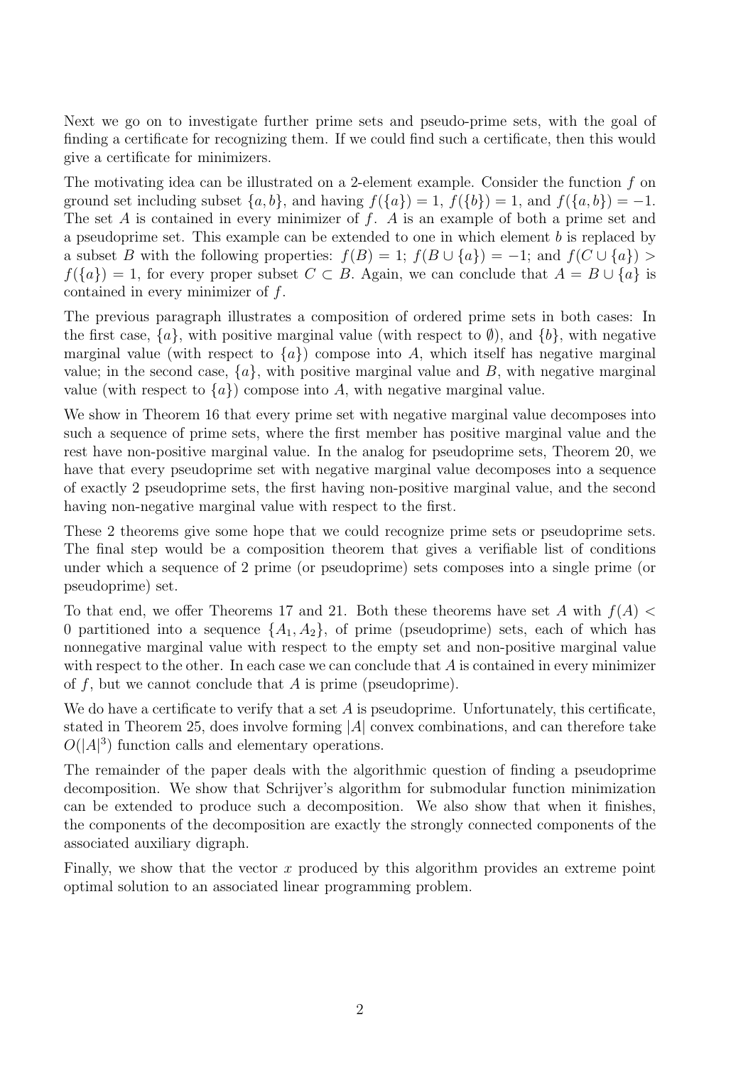Next we go on to investigate further prime sets and pseudo-prime sets, with the goal of finding a certificate for recognizing them. If we could find such a certificate, then this would give a certificate for minimizers.

The motivating idea can be illustrated on a 2-element example. Consider the function $f$ on ground set including subset $\{a, b\}$, and having $f(\{a\}) = 1$, $f(\{b\}) = 1$, and $f(\{a, b\}) = -1$. The set $A$ is contained in every minimizer of $f$. $A$ is an example of both a prime set and a pseudoprime set. This example can be extended to one in which element $b$ is replaced by a subset $B$ with the following properties: $f(B) = 1$; $f(B \cup \{a\}) = -1$; and $f(C \cup \{a\}) > f(\{a\}) = 1$, for every proper subset $C \subset B$. Again, we can conclude that $A = B \cup \{a\}$ is contained in every minimizer of $f$.

The previous paragraph illustrates a composition of ordered prime sets in both cases: In the first case, $\{a\}$, with positive marginal value (with respect to $\emptyset$), and $\{b\}$, with negative marginal value (with respect to $\{a\}$) compose into $A$, which itself has negative marginal value; in the second case, $\{a\}$, with positive marginal value and $B$, with negative marginal value (with respect to $\{a\}$) compose into $A$, with negative marginal value.

We show in Theorem 16 that every prime set with negative marginal value decomposes into such a sequence of prime sets, where the first member has positive marginal value and the rest have non-positive marginal value. In the analog for pseudoprime sets, Theorem 20, we have that every pseudoprime set with negative marginal value decomposes into a sequence of exactly 2 pseudoprime sets, the first having non-positive marginal value, and the second having non-negative marginal value with respect to the first.

These 2 theorems give some hope that we could recognize prime sets or pseudoprime sets. The final step would be a composition theorem that gives a verifiable list of conditions under which a sequence of 2 prime (or pseudoprime) sets composes into a single prime (or pseudoprime) set.

To that end, we offer Theorems 17 and 21. Both these theorems have set $A$ with $f(A) < 0$ partitioned into a sequence $\{A_1, A_2\}$, of prime (pseudoprime) sets, each of which has nonnegative marginal value with respect to the empty set and non-positive marginal value with respect to the other. In each case we can conclude that $A$ is contained in every minimizer of $f$, but we cannot conclude that $A$ is prime (pseudoprime).

We do have a certificate to verify that a set $A$ is pseudoprime. Unfortunately, this certificate, stated in Theorem 25, does involve forming $|A|$ convex combinations, and can therefore take $O(|A|^3)$ function calls and elementary operations.

The remainder of the paper deals with the algorithmic question of finding a pseudoprime decomposition. We show that Schrijver's algorithm for submodular function minimization can be extended to produce such a decomposition. We also show that when it finishes, the components of the decomposition are exactly the strongly connected components of the associated auxiliary digraph.

Finally, we show that the vector $x$ produced by this algorithm provides an extreme point optimal solution to an associated linear programming problem.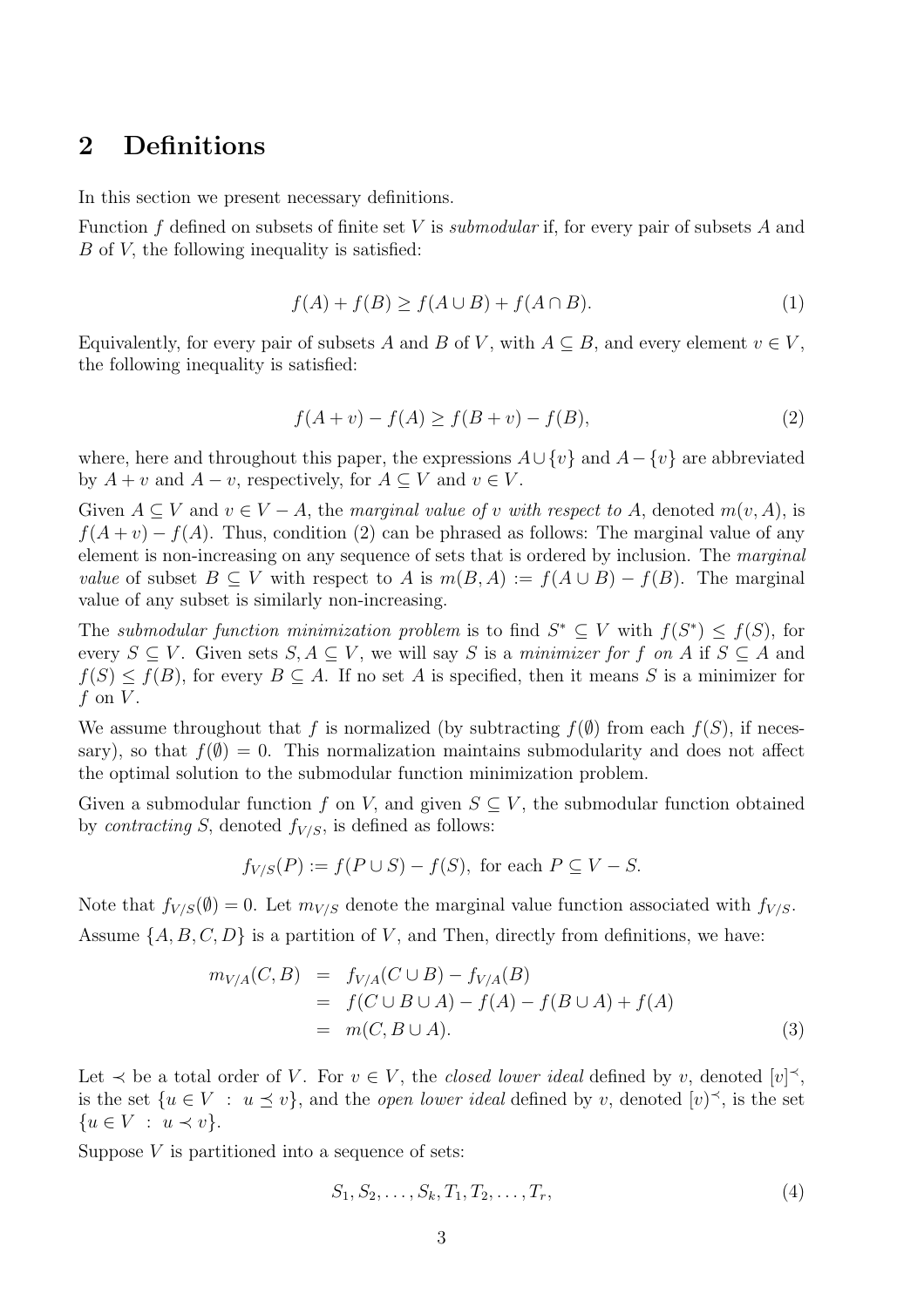## 2 Definitions

In this section we present necessary definitions.

Function $f$ defined on subsets of finite set $V$ is *submodular* if, for every pair of subsets $A$ and $B$ of $V$, the following inequality is satisfied:

$$f(A) + f(B) \geq f(A \cup B) + f(A \cap B). \tag{1}$$

Equivalently, for every pair of subsets $A$ and $B$ of $V$, with $A \subseteq B$, and every element $v \in V$, the following inequality is satisfied:

$$f(A + v) - f(A) \geq f(B + v) - f(B), \tag{2}$$

where, here and throughout this paper, the expressions $A \cup \{v\}$ and $A - \{v\}$ are abbreviated by $A + v$ and $A - v$, respectively, for $A \subseteq V$ and $v \in V$.

Given $A \subseteq V$ and $v \in V - A$, the *marginal value of $v$ with respect to $A$*, denoted $m(v, A)$, is $f(A + v) - f(A)$. Thus, condition (2) can be phrased as follows: The marginal value of any element is non-increasing on any sequence of sets that is ordered by inclusion. The *marginal value* of subset $B \subseteq V$ with respect to $A$ is $m(B, A) := f(A \cup B) - f(B)$. The marginal value of any subset is similarly non-increasing.

The *submodular function minimization problem* is to find $S^* \subseteq V$ with $f(S^*) \leq f(S)$, for every $S \subseteq V$. Given sets $S, A \subseteq V$, we will say $S$ is a *minimizer for $f$ on $A$* if $S \subseteq A$ and $f(S) \leq f(B)$, for every $B \subseteq A$. If no set $A$ is specified, then it means $S$ is a minimizer for $f$ on $V$.

We assume throughout that $f$ is normalized (by subtracting $f(\emptyset)$ from each $f(S)$, if necessary), so that $f(\emptyset) = 0$. This normalization maintains submodularity and does not affect the optimal solution to the submodular function minimization problem.

Given a submodular function $f$ on $V$, and given $S \subseteq V$, the submodular function obtained by *contracting* $S$, denoted $f_{V/S}$, is defined as follows:

$$f_{V/S}(P) := f(P \cup S) - f(S), \text{ for each } P \subseteq V - S.$$

Note that $f_{V/S}(\emptyset) = 0$. Let $m_{V/S}$ denote the marginal value function associated with $f_{V/S}$.

Assume $\{A, B, C, D\}$ is a partition of $V$, and Then, directly from definitions, we have:

$$\begin{aligned}
m_{V/A}(C, B) &= f_{V/A}(C \cup B) - f_{V/A}(B) \\
&= f(C \cup B \cup A) - f(A) - f(B \cup A) + f(A) \\
&= m(C, B \cup A).
\end{aligned} \tag{3}$$

Let $\prec$ be a total order of $V$. For $v \in V$, the *closed lower ideal* defined by $v$, denoted $[v]^{\prec}$, is the set $\{u \in V \ : \ u \preceq v\}$, and the *open lower ideal* defined by $v$, denoted $[v)^{\prec}$, is the set $\{u \in V \ : \ u \prec v\}$.

Suppose $V$ is partitioned into a sequence of sets:

$$S_1, S_2, \ldots, S_k, T_1, T_2, \ldots, T_r, \tag{4}$$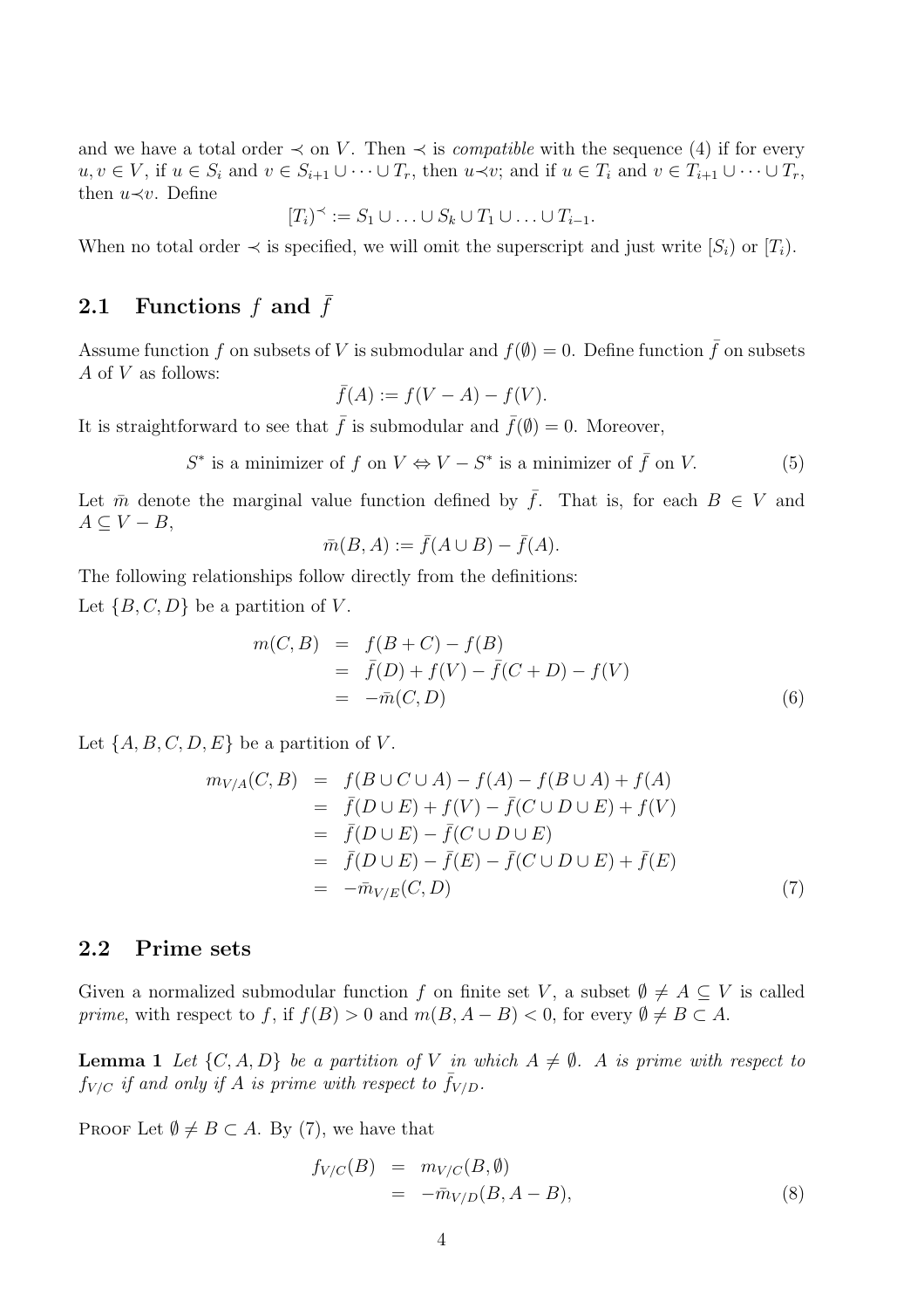and we have a total order $\prec$ on $V$. Then $\prec$ is *compatible* with the sequence (4) if for every $u, v \in V$, if $u \in S_i$ and $v \in S_{i+1} \cup \cdots \cup T_r$, then $u \prec v$; and if $u \in T_i$ and $v \in T_{i+1} \cup \cdots \cup T_r$, then $u \prec v$. Define

$$[T_i)^{\prec} := S_1 \cup \ldots \cup S_k \cup T_1 \cup \ldots \cup T_{i-1}.$$

When no total order $\prec$ is specified, we will omit the superscript and just write $[S_i)$ or $[T_i)$.

## 2.1 Functions $f$ and $\bar{f}$

Assume function $f$ on subsets of $V$ is submodular and $f(\emptyset) = 0$. Define function $\bar{f}$ on subsets $A$ of $V$ as follows:

$$\bar{f}(A) := f(V - A) - f(V).$$

It is straightforward to see that $\bar{f}$ is submodular and $\bar{f}(\emptyset) = 0$. Moreover,

$$S^* \text{ is a minimizer of } f \text{ on } V \Leftrightarrow V - S^* \text{ is a minimizer of } \bar{f} \text{ on } V. \tag{5}$$

Let $\bar{m}$ denote the marginal value function defined by $\bar{f}$. That is, for each $B \in V$ and $A \subseteq V - B$,

$$\bar{m}(B, A) := \bar{f}(A \cup B) - \bar{f}(A).$$

The following relationships follow directly from the definitions:

Let $\{B, C, D\}$ be a partition of $V$.

$$\begin{aligned} m(C, B) &= f(B + C) - f(B) \\ &= \bar{f}(D) + f(V) - \bar{f}(C + D) - f(V) \\ &= -\bar{m}(C, D) \end{aligned} \tag{6}$$

Let $\{A, B, C, D, E\}$ be a partition of $V$.

$$\begin{aligned} m_{V/A}(C, B) &= f(B \cup C \cup A) - f(A) - f(B \cup A) + f(A) \\ &= \bar{f}(D \cup E) + f(V) - \bar{f}(C \cup D \cup E) + f(V) \\ &= \bar{f}(D \cup E) - \bar{f}(C \cup D \cup E) \\ &= \bar{f}(D \cup E) - \bar{f}(E) - \bar{f}(C \cup D \cup E) + \bar{f}(E) \\ &= -\bar{m}_{V/E}(C, D) \end{aligned} \tag{7}$$

## 2.2 Prime sets

Given a normalized submodular function $f$ on finite set $V$, a subset $\emptyset \neq A \subseteq V$ is called *prime*, with respect to $f$, if $f(B) > 0$ and $m(B, A - B) < 0$, for every $\emptyset \neq B \subset A$.

**Lemma 1** *Let $\{C, A, D\}$ be a partition of $V$ in which $A \neq \emptyset$. $A$ is prime with respect to $f_{V/C}$ if and only if $A$ is prime with respect to $\bar{f}_{V/D}$.*

Proof Let $\emptyset \neq B \subset A$. By (7), we have that

$$\begin{aligned} f_{V/C}(B) &= m_{V/C}(B, \emptyset) \\ &= -\bar{m}_{V/D}(B, A - B), \end{aligned} \tag{8}$$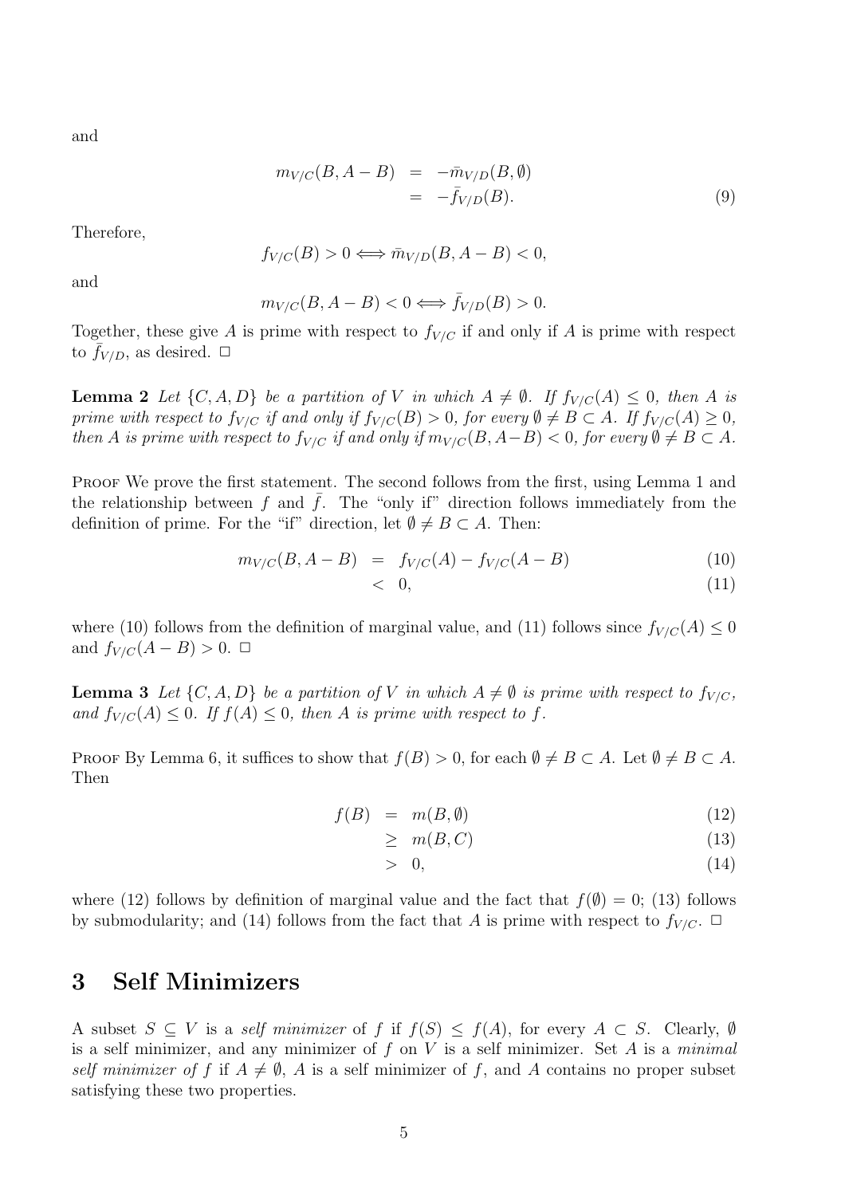and

$$
\begin{aligned}
m_{V/C}(B, A-B) &= -\bar{m}_{V/D}(B, \emptyset) \\
&= -\bar{f}_{V/D}(B). \qquad (9)
\end{aligned}
$$

Therefore,

$$f_{V/C}(B) > 0 \iff \bar{m}_{V/D}(B, A-B) < 0,$$

and

$$m_{V/C}(B, A-B) < 0 \iff \bar{f}_{V/D}(B) > 0.$$

Together, these give $A$ is prime with respect to $f_{V/C}$ if and only if $A$ is prime with respect to $\bar{f}_{V/D}$, as desired. □

**Lemma 2** *Let $\{C, A, D\}$ be a partition of $V$ in which $A \neq \emptyset$. If $f_{V/C}(A) \leq 0$, then $A$ is prime with respect to $f_{V/C}$ if and only if $f_{V/C}(B) > 0$, for every $\emptyset \neq B \subset A$. If $f_{V/C}(A) \geq 0$, then $A$ is prime with respect to $f_{V/C}$ if and only if $m_{V/C}(B, A-B) < 0$, for every $\emptyset \neq B \subset A$.*

Proof We prove the first statement. The second follows from the first, using Lemma 1 and the relationship between $f$ and $\bar{f}$. The "only if" direction follows immediately from the definition of prime. For the "if" direction, let $\emptyset \neq B \subset A$. Then:

$$
\begin{aligned}
m_{V/C}(B, A-B) &= f_{V/C}(A) - f_{V/C}(A-B) \qquad (10) \\
&< 0, \qquad (11)
\end{aligned}
$$

where (10) follows from the definition of marginal value, and (11) follows since $f_{V/C}(A) \leq 0$ and $f_{V/C}(A-B) > 0$. □

**Lemma 3** *Let $\{C, A, D\}$ be a partition of $V$ in which $A \neq \emptyset$ is prime with respect to $f_{V/C}$, and $f_{V/C}(A) \leq 0$. If $f(A) \leq 0$, then $A$ is prime with respect to $f$.*

Proof By Lemma 6, it suffices to show that $f(B) > 0$, for each $\emptyset \neq B \subset A$. Let $\emptyset \neq B \subset A$. Then

$$
\begin{aligned}
f(B) &= m(B, \emptyset) \qquad (12) \\
&\geq m(B, C) \qquad (13) \\
&> 0, \qquad (14)
\end{aligned}
$$

where (12) follows by definition of marginal value and the fact that $f(\emptyset) = 0$; (13) follows by submodularity; and (14) follows from the fact that $A$ is prime with respect to $f_{V/C}$. □

# 3 Self Minimizers

A subset $S \subseteq V$ is a *self minimizer* of $f$ if $f(S) \leq f(A)$, for every $A \subset S$. Clearly, $\emptyset$ is a self minimizer, and any minimizer of $f$ on $V$ is a self minimizer. Set $A$ is a *minimal self minimizer of $f$* if $A \neq \emptyset$, $A$ is a self minimizer of $f$, and $A$ contains no proper subset satisfying these two properties.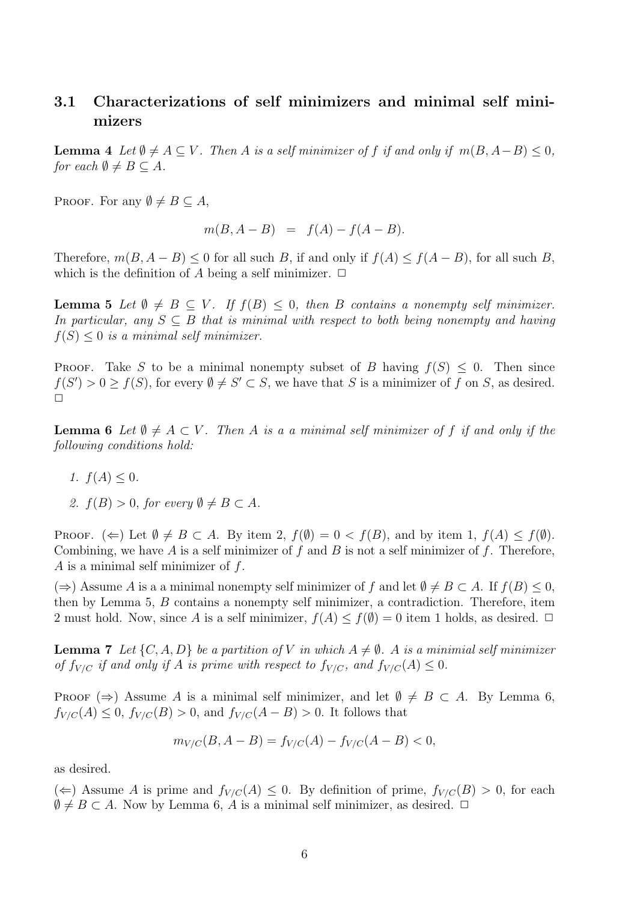### 3.1 Characterizations of self minimizers and minimal self minimizers

**Lemma 4** *Let $\emptyset \neq A \subseteq V$. Then $A$ is a self minimizer of $f$ if and only if $m(B, A-B) \leq 0$, for each $\emptyset \neq B \subseteq A$.*

Proof. For any $\emptyset \neq B \subseteq A$,

$$m(B, A-B) \;\; = \;\; f(A) - f(A-B).$$

Therefore, $m(B, A-B) \leq 0$ for all such $B$, if and only if $f(A) \leq f(A-B)$, for all such $B$, which is the definition of $A$ being a self minimizer. $\Box$

**Lemma 5** *Let $\emptyset \neq B \subseteq V$. If $f(B) \leq 0$, then $B$ contains a nonempty self minimizer. In particular, any $S \subseteq B$ that is minimal with respect to both being nonempty and having $f(S) \leq 0$ is a minimal self minimizer.*

Proof. Take $S$ to be a minimal nonempty subset of $B$ having $f(S) \leq 0$. Then since $f(S') > 0 \geq f(S)$, for every $\emptyset \neq S' \subset S$, we have that $S$ is a minimizer of $f$ on $S$, as desired. $\Box$

**Lemma 6** *Let $\emptyset \neq A \subset V$. Then $A$ is a a minimal self minimizer of $f$ if and only if the following conditions hold:*

1. *$f(A) \leq 0$.*
2. *$f(B) > 0$, for every $\emptyset \neq B \subset A$.*

Proof. ($\Leftarrow$) Let $\emptyset \neq B \subset A$. By item 2, $f(\emptyset) = 0 < f(B)$, and by item 1, $f(A) \leq f(\emptyset)$. Combining, we have $A$ is a self minimizer of $f$ and $B$ is not a self minimizer of $f$. Therefore, $A$ is a minimal self minimizer of $f$.

($\Rightarrow$) Assume $A$ is a a minimal nonempty self minimizer of $f$ and let $\emptyset \neq B \subset A$. If $f(B) \leq 0$, then by Lemma 5, $B$ contains a nonempty self minimizer, a contradiction. Therefore, item 2 must hold. Now, since $A$ is a self minimizer, $f(A) \leq f(\emptyset) = 0$ item 1 holds, as desired. $\Box$

**Lemma 7** *Let $\{C, A, D\}$ be a partition of $V$ in which $A \neq \emptyset$. $A$ is a minimial self minimizer of $f_{V/C}$ if and only if $A$ is prime with respect to $f_{V/C}$, and $f_{V/C}(A) \leq 0$.*

Proof ($\Rightarrow$) Assume $A$ is a minimal self minimizer, and let $\emptyset \neq B \subset A$. By Lemma 6, $f_{V/C}(A) \leq 0$, $f_{V/C}(B) > 0$, and $f_{V/C}(A-B) > 0$. It follows that

$$m_{V/C}(B, A-B) = f_{V/C}(A) - f_{V/C}(A-B) < 0,$$

as desired.

($\Leftarrow$) Assume $A$ is prime and $f_{V/C}(A) \leq 0$. By definition of prime, $f_{V/C}(B) > 0$, for each $\emptyset \neq B \subset A$. Now by Lemma 6, $A$ is a minimal self minimizer, as desired. $\Box$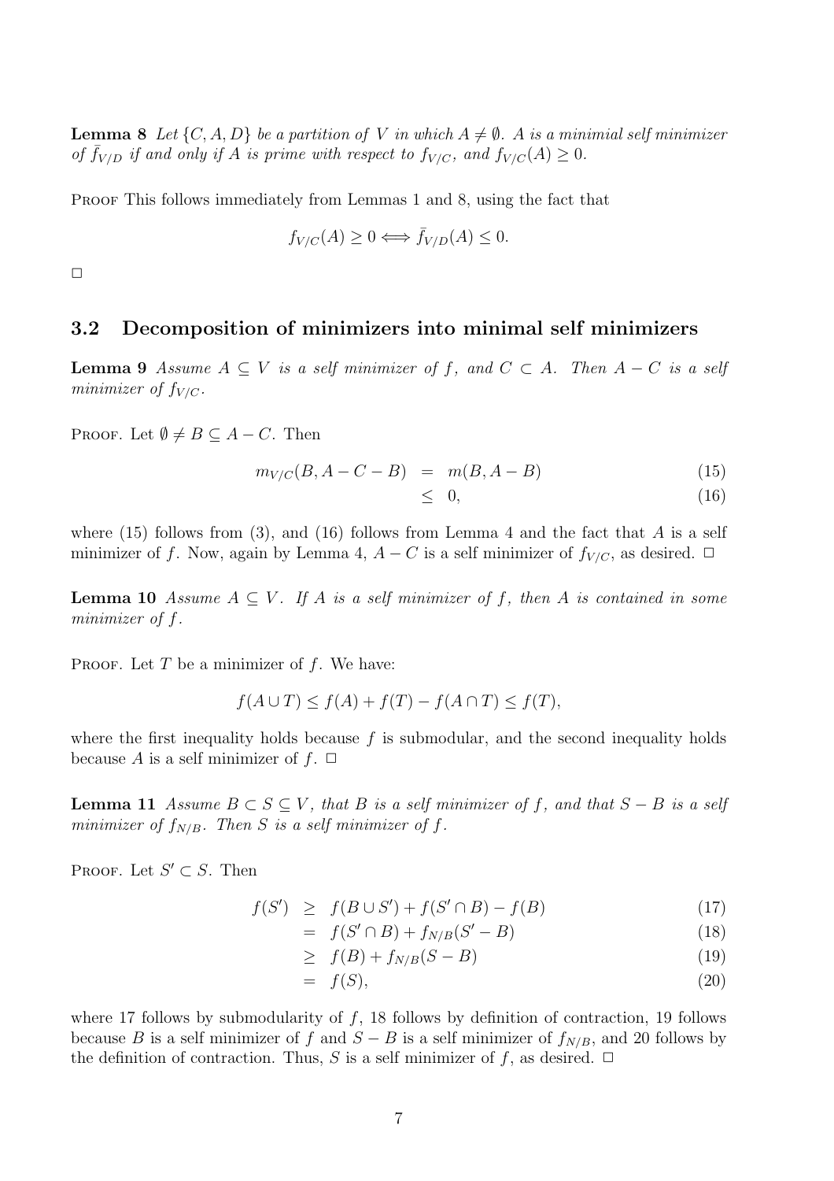**Lemma 8** *Let $\{C, A, D\}$ be a partition of $V$ in which $A \neq \emptyset$. $A$ is a minimial self minimizer of $\bar{f}_{V/D}$ if and only if $A$ is prime with respect to $f_{V/C}$, and $f_{V/C}(A) \geq 0$.*

Proof This follows immediately from Lemmas 1 and 8, using the fact that

$$f_{V/C}(A) \geq 0 \Longleftrightarrow \bar{f}_{V/D}(A) \leq 0.$$

□

## 3.2 Decomposition of minimizers into minimal self minimizers

**Lemma 9** *Assume $A \subseteq V$ is a self minimizer of $f$, and $C \subset A$. Then $A - C$ is a self minimizer of $f_{V/C}$.*

Proof. Let $\emptyset \neq B \subseteq A - C$. Then

$$\begin{aligned} m_{V/C}(B, A - C - B) &= m(B, A - B) && (15) \\ &\leq 0, && (16) \end{aligned}$$

where (15) follows from (3), and (16) follows from Lemma 4 and the fact that $A$ is a self minimizer of $f$. Now, again by Lemma 4, $A - C$ is a self minimizer of $f_{V/C}$, as desired. □

**Lemma 10** *Assume $A \subseteq V$. If $A$ is a self minimizer of $f$, then $A$ is contained in some minimizer of $f$.*

Proof. Let $T$ be a minimizer of $f$. We have:

$$f(A \cup T) \leq f(A) + f(T) - f(A \cap T) \leq f(T),$$

where the first inequality holds because $f$ is submodular, and the second inequality holds because $A$ is a self minimizer of $f$. □

**Lemma 11** *Assume $B \subset S \subseteq V$, that $B$ is a self minimizer of $f$, and that $S - B$ is a self minimizer of $f_{N/B}$. Then $S$ is a self minimizer of $f$.*

Proof. Let $S' \subset S$. Then

$$\begin{aligned} f(S') &\geq f(B \cup S') + f(S' \cap B) - f(B) && (17) \\ &= f(S' \cap B) + f_{N/B}(S' - B) && (18) \\ &\geq f(B) + f_{N/B}(S - B) && (19) \\ &= f(S), && (20) \end{aligned}$$

where 17 follows by submodularity of $f$, 18 follows by definition of contraction, 19 follows because $B$ is a self minimizer of $f$ and $S - B$ is a self minimizer of $f_{N/B}$, and 20 follows by the definition of contraction. Thus, $S$ is a self minimizer of $f$, as desired. □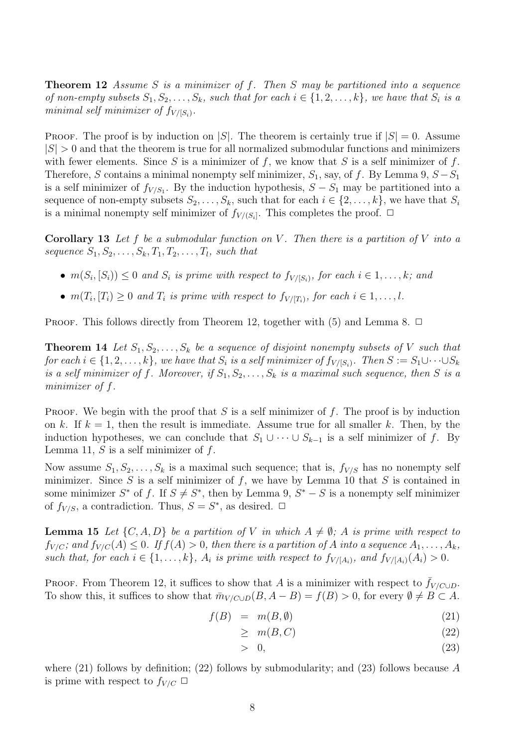**Theorem 12** *Assume $S$ is a minimizer of $f$. Then $S$ may be partitioned into a sequence of non-empty subsets $S_1, S_2, \ldots, S_k$, such that for each $i \in \{1, 2, \ldots, k\}$, we have that $S_i$ is a minimal self minimizer of $f_{V/[S_i)}$.*

Proof. The proof is by induction on $|S|$. The theorem is certainly true if $|S| = 0$. Assume $|S| > 0$ and that the theorem is true for all normalized submodular functions and minimizers with fewer elements. Since $S$ is a minimizer of $f$, we know that $S$ is a self minimizer of $f$. Therefore, $S$ contains a minimal nonempty self minimizer, $S_1$, say, of $f$. By Lemma 9, $S - S_1$ is a self minimizer of $f_{V/S_1}$. By the induction hypothesis, $S - S_1$ may be partitioned into a sequence of non-empty subsets $S_2, \ldots, S_k$, such that for each $i \in \{2, \ldots, k\}$, we have that $S_i$ is a minimal nonempty self minimizer of $f_{V/(S_i]}$. This completes the proof. $\Box$

**Corollary 13** *Let $f$ be a submodular function on $V$. Then there is a partition of $V$ into a sequence $S_1, S_2, \ldots, S_k, T_1, T_2, \ldots, T_l$, such that*

- *$m(S_i, [S_i)) \leq 0$ and $S_i$ is prime with respect to $f_{V/[S_i)}$, for each $i \in 1, \ldots, k$; and*
- *$m(T_i, [T_i) \geq 0$ and $T_i$ is prime with respect to $f_{V/[T_i)}$, for each $i \in 1, \ldots, l$.*

Proof. This follows directly from Theorem 12, together with (5) and Lemma 8. $\Box$

**Theorem 14** *Let $S_1, S_2, \ldots, S_k$ be a sequence of disjoint nonempty subsets of $V$ such that for each $i \in \{1, 2, \ldots, k\}$, we have that $S_i$ is a self minimizer of $f_{V/[S_i)}$. Then $S := S_1 \cup \cdots \cup S_k$ is a self minimizer of $f$. Moreover, if $S_1, S_2, \ldots, S_k$ is a maximal such sequence, then $S$ is a minimizer of $f$.*

Proof. We begin with the proof that $S$ is a self minimizer of $f$. The proof is by induction on $k$. If $k = 1$, then the result is immediate. Assume true for all smaller $k$. Then, by the induction hypotheses, we can conclude that $S_1 \cup \cdots \cup S_{k-1}$ is a self minimizer of $f$. By Lemma 11, $S$ is a self minimizer of $f$.

Now assume $S_1, S_2, \ldots, S_k$ is a maximal such sequence; that is, $f_{V/S}$ has no nonempty self minimizer. Since $S$ is a self minimizer of $f$, we have by Lemma 10 that $S$ is contained in some minimizer $S^*$ of $f$. If $S \neq S^*$, then by Lemma 9, $S^* - S$ is a nonempty self minimizer of $f_{V/S}$, a contradiction. Thus, $S = S^*$, as desired. $\Box$

**Lemma 15** *Let $\{C, A, D\}$ be a partition of $V$ in which $A \neq \emptyset$; $A$ is prime with respect to $f_{V/C}$; and $f_{V/C}(A) \leq 0$. If $f(A) > 0$, then there is a partition of $A$ into a sequence $A_1, \ldots, A_k$, such that, for each $i \in \{1, \ldots, k\}$, $A_i$ is prime with respect to $f_{V/[A_i)}$, and $f_{V/[A_i)}(A_i) > 0$.*

Proof. From Theorem 12, it suffices to show that $A$ is a minimizer with respect to $\bar{f}_{V/C \cup D}$. To show this, it suffices to show that $\bar{m}_{V/C \cup D}(B, A - B) = f(B) > 0$, for every $\emptyset \neq B \subset A$.

$$
\begin{aligned}
f(B) &= m(B, \emptyset) &(21)\\
&\geq m(B, C) &(22)\\
&> 0, &(23)
\end{aligned}
$$

where (21) follows by definition; (22) follows by submodularity; and (23) follows because $A$ is prime with respect to $f_{V/C}$ $\Box$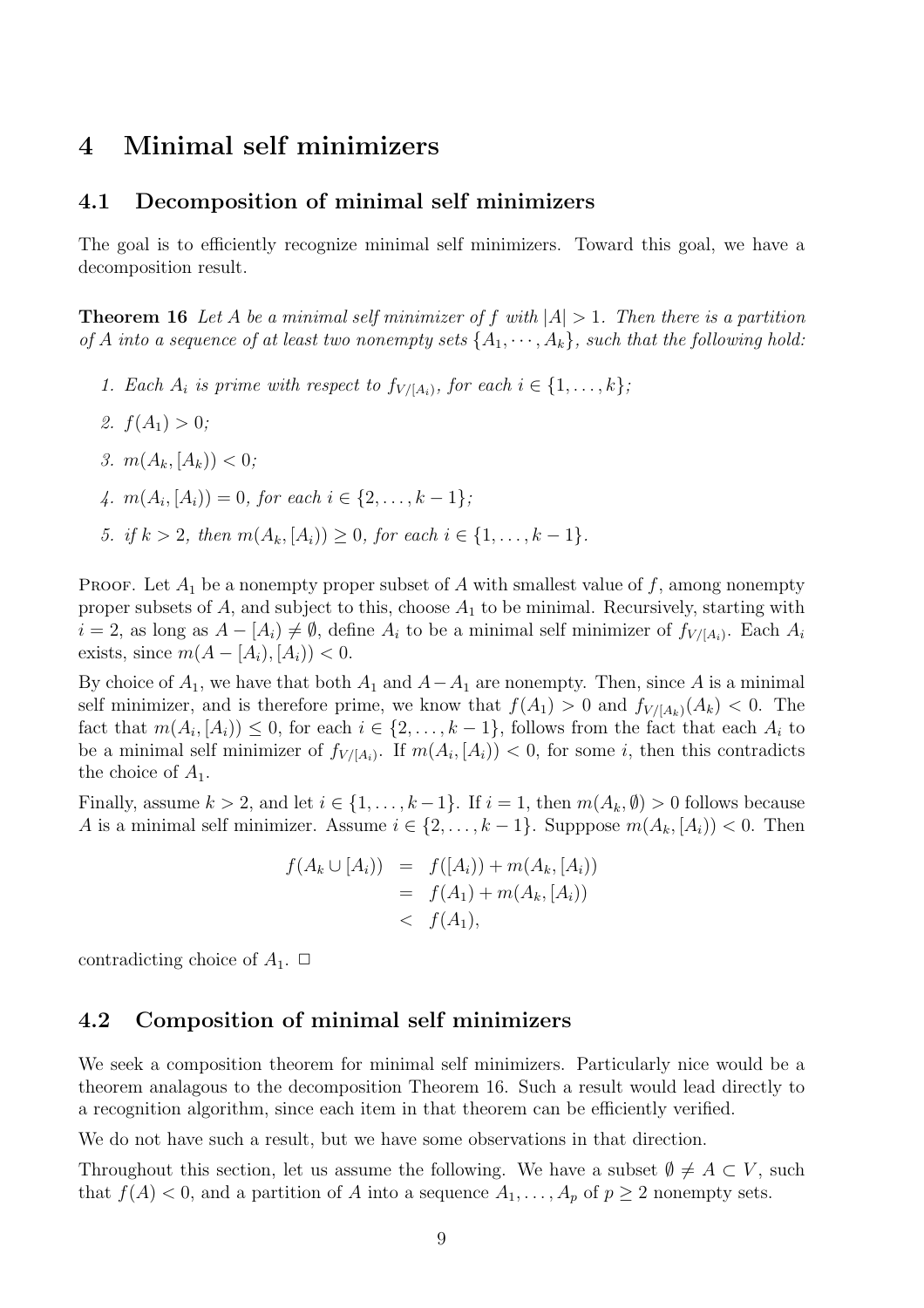# 4 Minimal self minimizers

## 4.1 Decomposition of minimal self minimizers

The goal is to efficiently recognize minimal self minimizers. Toward this goal, we have a decomposition result.

**Theorem 16** *Let $A$ be a minimal self minimizer of $f$ with $|A| > 1$. Then there is a partition of $A$ into a sequence of at least two nonempty sets $\{A_1, \cdots, A_k\}$, such that the following hold:*

1. *Each $A_i$ is prime with respect to $f_{V/[A_i)}$, for each $i \in \{1, \ldots, k\}$;*
2. *$f(A_1) > 0$;*
3. *$m(A_k, [A_k)) < 0$;*
4. *$m(A_i, [A_i)) = 0$, for each $i \in \{2, \ldots, k-1\}$;*
5. *if $k > 2$, then $m(A_k, [A_i)) \geq 0$, for each $i \in \{1, \ldots, k-1\}$.*

Proof. Let $A_1$ be a nonempty proper subset of $A$ with smallest value of $f$, among nonempty proper subsets of $A$, and subject to this, choose $A_1$ to be minimal. Recursively, starting with $i = 2$, as long as $A - [A_i) \neq \emptyset$, define $A_i$ to be a minimal self minimizer of $f_{V/[A_i)}$. Each $A_i$ exists, since $m(A - [A_i), [A_i)) < 0$.

By choice of $A_1$, we have that both $A_1$ and $A - A_1$ are nonempty. Then, since $A$ is a minimal self minimizer, and is therefore prime, we know that $f(A_1) > 0$ and $f_{V/[A_k)}(A_k) < 0$. The fact that $m(A_i, [A_i)) \leq 0$, for each $i \in \{2, \ldots, k-1\}$, follows from the fact that each $A_i$ to be a minimal self minimizer of $f_{V/[A_i)}$. If $m(A_i, [A_i)) < 0$, for some $i$, then this contradicts the choice of $A_1$.

Finally, assume $k > 2$, and let $i \in \{1, \ldots, k-1\}$. If $i = 1$, then $m(A_k, \emptyset) > 0$ follows because $A$ is a minimal self minimizer. Assume $i \in \{2, \ldots, k-1\}$. Supppose $m(A_k, [A_i)) < 0$. Then

$$\begin{aligned} f(A_k \cup [A_i)) &= f([A_i)) + m(A_k, [A_i)) \\ &= f(A_1) + m(A_k, [A_i)) \\ &< f(A_1), \end{aligned}$$

contradicting choice of $A_1$. $\square$

## 4.2 Composition of minimal self minimizers

We seek a composition theorem for minimal self minimizers. Particularly nice would be a theorem analagous to the decomposition Theorem 16. Such a result would lead directly to a recognition algorithm, since each item in that theorem can be efficiently verified.

We do not have such a result, but we have some observations in that direction.

Throughout this section, let us assume the following. We have a subset $\emptyset \neq A \subset V$, such that $f(A) < 0$, and a partition of $A$ into a sequence $A_1, \ldots, A_p$ of $p \geq 2$ nonempty sets.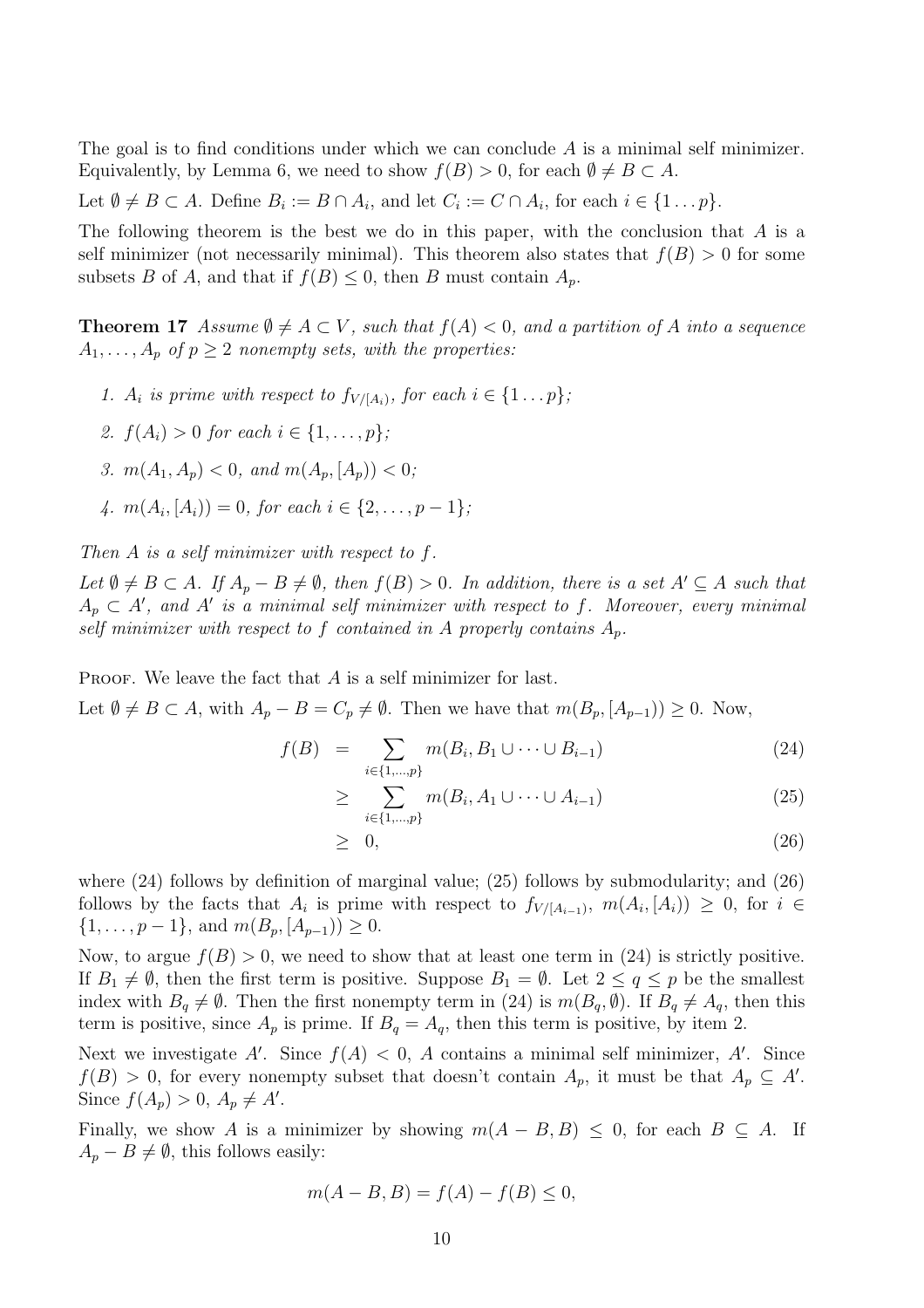The goal is to find conditions under which we can conclude $A$ is a minimal self minimizer. Equivalently, by Lemma 6, we need to show $f(B) > 0$, for each $\emptyset \neq B \subset A$.

Let $\emptyset \neq B \subset A$. Define $B_i := B \cap A_i$, and let $C_i := C \cap A_i$, for each $i \in \{1 \ldots p\}$.

The following theorem is the best we do in this paper, with the conclusion that $A$ is a self minimizer (not necessarily minimal). This theorem also states that $f(B) > 0$ for some subsets $B$ of $A$, and that if $f(B) \leq 0$, then $B$ must contain $A_p$.

**Theorem 17** *Assume $\emptyset \neq A \subset V$, such that $f(A) < 0$, and a partition of $A$ into a sequence $A_1, \ldots, A_p$ of $p \geq 2$ nonempty sets, with the properties:*

1. *$A_i$ is prime with respect to $f_{V/[A_i)}$, for each $i \in \{1 \ldots p\}$;*
2. *$f(A_i) > 0$ for each $i \in \{1, \ldots, p\}$;*
3. *$m(A_1, A_p) < 0$, and $m(A_p, [A_p)) < 0$;*
4. *$m(A_i, [A_i)) = 0$, for each $i \in \{2, \ldots, p-1\}$;*

*Then $A$ is a self minimizer with respect to $f$.*

*Let $\emptyset \neq B \subset A$. If $A_p - B \neq \emptyset$, then $f(B) > 0$. In addition, there is a set $A' \subseteq A$ such that $A_p \subset A'$, and $A'$ is a minimal self minimizer with respect to $f$. Moreover, every minimal self minimizer with respect to $f$ contained in $A$ properly contains $A_p$.*

Proof. We leave the fact that $A$ is a self minimizer for last.

Let $\emptyset \neq B \subset A$, with $A_p - B = C_p \neq \emptyset$. Then we have that $m(B_p, [A_{p-1})) \geq 0$. Now,

$$
\begin{aligned}
f(B) &= \sum_{i \in \{1,\ldots,p\}} m(B_i, B_1 \cup \cdots \cup B_{i-1}) && (24)\\
&\geq \sum_{i \in \{1,\ldots,p\}} m(B_i, A_1 \cup \cdots \cup A_{i-1}) && (25)\\
&\geq 0, && (26)
\end{aligned}
$$

where (24) follows by definition of marginal value; (25) follows by submodularity; and (26) follows by the facts that $A_i$ is prime with respect to $f_{V/[A_{i-1})}$, $m(A_i, [A_i)) \geq 0$, for $i \in \{1, \ldots, p-1\}$, and $m(B_p, [A_{p-1})) \geq 0$.

Now, to argue $f(B) > 0$, we need to show that at least one term in (24) is strictly positive. If $B_1 \neq \emptyset$, then the first term is positive. Suppose $B_1 = \emptyset$. Let $2 \leq q \leq p$ be the smallest index with $B_q \neq \emptyset$. Then the first nonempty term in (24) is $m(B_q, \emptyset)$. If $B_q \neq A_q$, then this term is positive, since $A_p$ is prime. If $B_q = A_q$, then this term is positive, by item 2.

Next we investigate $A'$. Since $f(A) < 0$, $A$ contains a minimal self minimizer, $A'$. Since $f(B) > 0$, for every nonempty subset that doesn't contain $A_p$, it must be that $A_p \subseteq A'$. Since $f(A_p) > 0$, $A_p \neq A'$.

Finally, we show $A$ is a minimizer by showing $m(A - B, B) \leq 0$, for each $B \subseteq A$. If $A_p - B \neq \emptyset$, this follows easily:

$$
m(A - B, B) = f(A) - f(B) \leq 0,
$$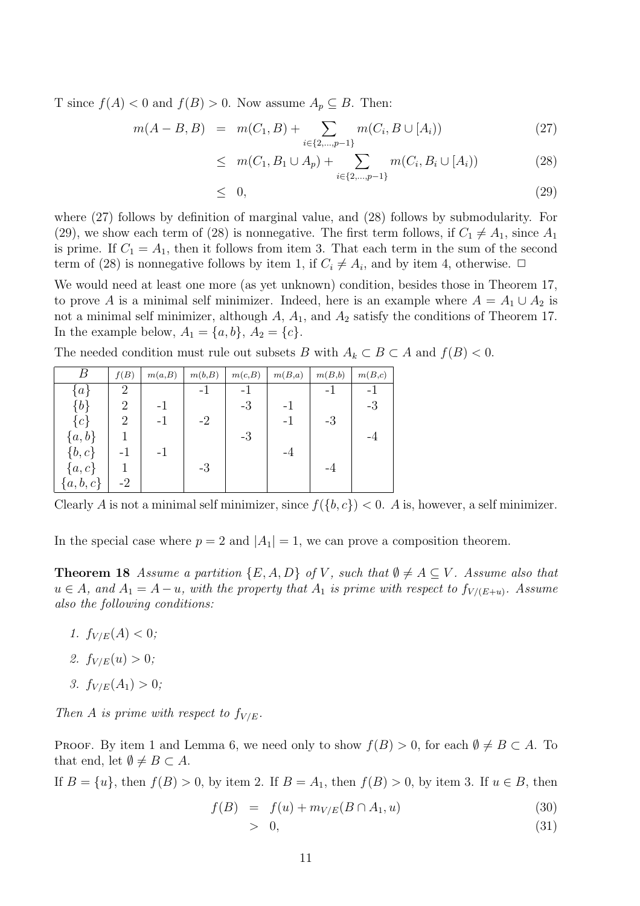T since $f(A) < 0$ and $f(B) > 0$. Now assume $A_p \subseteq B$. Then:

$$
\begin{aligned}
m(A - B, B) &= m(C_1, B) + \sum_{i \in \{2,\ldots,p-1\}} m(C_i, B \cup [A_i]) && (27) \\
&\leq m(C_1, B_1 \cup A_p) + \sum_{i \in \{2,\ldots,p-1\}} m(C_i, B_i \cup [A_i]) && (28) \\
&\leq 0, && (29)
\end{aligned}
$$

where (27) follows by definition of marginal value, and (28) follows by submodularity. For (29), we show each term of (28) is nonnegative. The first term follows, if $C_1 \neq A_1$, since $A_1$ is prime. If $C_1 = A_1$, then it follows from item 3. That each term in the sum of the second term of (28) is nonnegative follows by item 1, if $C_i \neq A_i$, and by item 4, otherwise. □

We would need at least one more (as yet unknown) condition, besides those in Theorem 17, to prove $A$ is a minimal self minimizer. Indeed, here is an example where $A = A_1 \cup A_2$ is not a minimal self minimizer, although $A$, $A_1$, and $A_2$ satisfy the conditions of Theorem 17. In the example below, $A_1 = \{a, b\}$, $A_2 = \{c\}$.

The needed condition must rule out subsets $B$ with $A_k \subset B \subset A$ and $f(B) < 0$.

| $B$ | $f(B)$ | $m(a,B)$ | $m(b,B)$ | $m(c,B)$ | $m(B,a)$ | $m(B,b)$ | $m(B,c)$ |
|---|---|---|---|---|---|---|---|
| $\{a\}$ | 2 | | -1 | -1 | | -1 | -1 |
| $\{b\}$ | 2 | -1 | | -3 | -1 | | -3 |
| $\{c\}$ | 2 | -1 | -2 | | -1 | -3 | |
| $\{a,b\}$ | 1 | | | -3 | | | -4 |
| $\{b,c\}$ | -1 | -1 | | | -4 | | |
| $\{a,c\}$ | 1 | | -3 | | | -4 | |
| $\{a,b,c\}$ | -2 | | | | | | |

Clearly $A$ is not a minimal self minimizer, since $f(\{b,c\}) < 0$. $A$ is, however, a self minimizer.

In the special case where $p = 2$ and $|A_1| = 1$, we can prove a composition theorem.

**Theorem 18** *Assume a partition $\{E, A, D\}$ of $V$, such that $\emptyset \neq A \subseteq V$. Assume also that $u \in A$, and $A_1 = A - u$, with the property that $A_1$ is prime with respect to $f_{V/(E+u)}$. Assume also the following conditions:*

1. *$f_{V/E}(A) < 0$;*
2. *$f_{V/E}(u) > 0$;*
3. *$f_{V/E}(A_1) > 0$;*

*Then $A$ is prime with respect to $f_{V/E}$.*

Proof. By item 1 and Lemma 6, we need only to show $f(B) > 0$, for each $\emptyset \neq B \subset A$. To that end, let $\emptyset \neq B \subset A$.

If $B = \{u\}$, then $f(B) > 0$, by item 2. If $B = A_1$, then $f(B) > 0$, by item 3. If $u \in B$, then

$$
\begin{aligned}
f(B) &= f(u) + m_{V/E}(B \cap A_1, u) && (30) \\
&> 0, && (31)
\end{aligned}
$$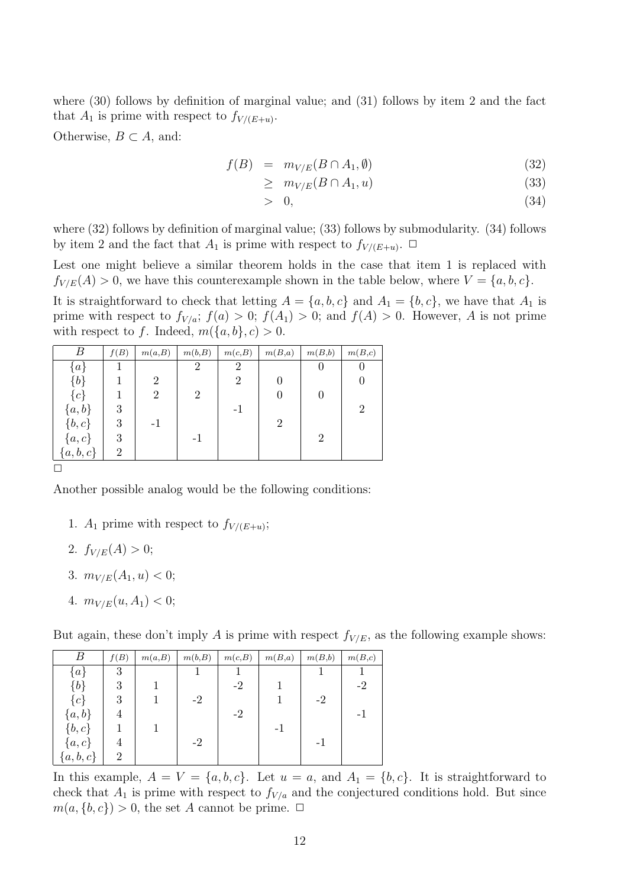where (30) follows by definition of marginal value; and (31) follows by item 2 and the fact that $A_1$ is prime with respect to $f_{V/(E+u)}$.

Otherwise, $B \subset A$, and:

$$
\begin{aligned}
f(B) &= m_{V/E}(B \cap A_1, \emptyset) && (32)\\
&\geq m_{V/E}(B \cap A_1, u) && (33)\\
&> 0, && (34)
\end{aligned}
$$

where (32) follows by definition of marginal value; (33) follows by submodularity. (34) follows by item 2 and the fact that $A_1$ is prime with respect to $f_{V/(E+u)}$. □

Lest one might believe a similar theorem holds in the case that item 1 is replaced with $f_{V/E}(A) > 0$, we have this counterexample shown in the table below, where $V = \{a, b, c\}$.

It is straightforward to check that letting $A = \{a, b, c\}$ and $A_1 = \{b, c\}$, we have that $A_1$ is prime with respect to $f_{V/a}$; $f(a) > 0$; $f(A_1) > 0$; and $f(A) > 0$. However, $A$ is not prime with respect to $f$. Indeed, $m(\{a, b\}, c) > 0$.

| $B$ | $f(B)$ | $m(a,B)$ | $m(b,B)$ | $m(c,B)$ | $m(B,a)$ | $m(B,b)$ | $m(B,c)$ |
|---|---|---|---|---|---|---|---|
| $\{a\}$ | 1 | | 2 | 2 | | 0 | 0 |
| $\{b\}$ | 1 | 2 | | 2 | 0 | | 0 |
| $\{c\}$ | 1 | 2 | 2 | | 0 | 0 | |
| $\{a,b\}$ | 3 | | | -1 | | | 2 |
| $\{b,c\}$ | 3 | -1 | | | 2 | | |
| $\{a,c\}$ | 3 | | -1 | | | 2 | |
| $\{a,b,c\}$ | 2 | | | | | | |

□

Another possible analog would be the following conditions:

1. $A_1$ prime with respect to $f_{V/(E+u)}$;
2. $f_{V/E}(A) > 0$;
3. $m_{V/E}(A_1, u) < 0$;
4. $m_{V/E}(u, A_1) < 0$;

But again, these don't imply $A$ is prime with respect $f_{V/E}$, as the following example shows:

| $B$ | $f(B)$ | $m(a,B)$ | $m(b,B)$ | $m(c,B)$ | $m(B,a)$ | $m(B,b)$ | $m(B,c)$ |
|---|---|---|---|---|---|---|---|
| $\{a\}$ | 3 | | 1 | 1 | | 1 | 1 |
| $\{b\}$ | 3 | 1 | | -2 | 1 | | -2 |
| $\{c\}$ | 3 | 1 | -2 | | 1 | -2 | |
| $\{a,b\}$ | 4 | | | -2 | | | -1 |
| $\{b,c\}$ | 1 | 1 | | | -1 | | |
| $\{a,c\}$ | 4 | | -2 | | | -1 | |
| $\{a,b,c\}$ | 2 | | | | | | |

In this example, $A = V = \{a, b, c\}$. Let $u = a$, and $A_1 = \{b, c\}$. It is straightforward to check that $A_1$ is prime with respect to $f_{V/a}$ and the conjectured conditions hold. But since $m(a, \{b, c\}) > 0$, the set $A$ cannot be prime. □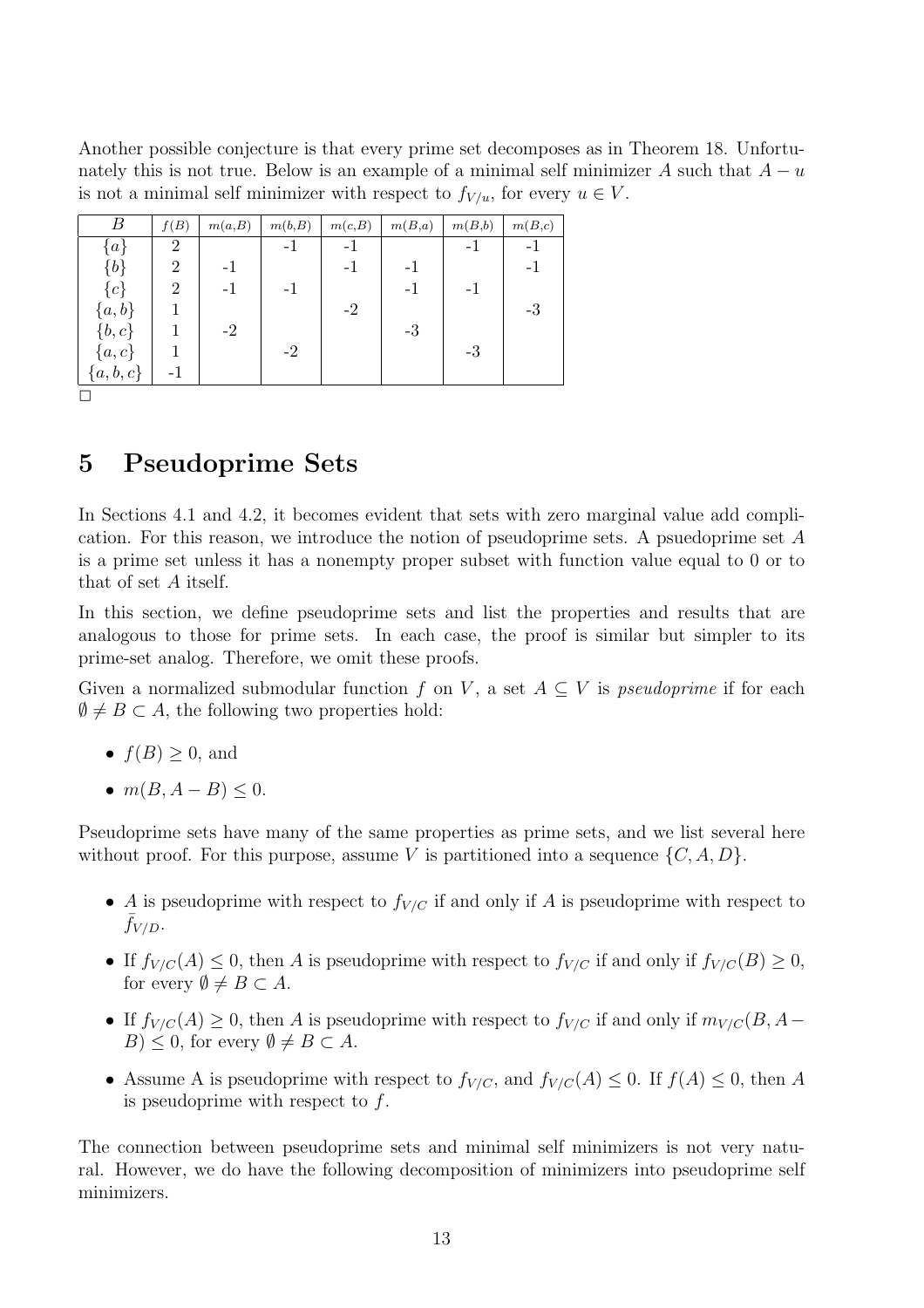Another possible conjecture is that every prime set decomposes as in Theorem 18. Unfortunately this is not true. Below is an example of a minimal self minimizer $A$ such that $A - u$ is not a minimal self minimizer with respect to $f_{V/u}$, for every $u \in V$.

| $B$ | $f(B)$ | $m(a,B)$ | $m(b,B)$ | $m(c,B)$ | $m(B,a)$ | $m(B,b)$ | $m(B,c)$ |
|---|---|---|---|---|---|---|---|
| $\{a\}$ | 2 | | -1 | -1 | | -1 | -1 |
| $\{b\}$ | 2 | -1 | | -1 | -1 | | -1 |
| $\{c\}$ | 2 | -1 | -1 | | -1 | -1 | |
| $\{a,b\}$ | 1 | | | -2 | | | -3 |
| $\{b,c\}$ | 1 | -2 | | | -3 | | |
| $\{a,c\}$ | 1 | | -2 | | | -3 | |
| $\{a,b,c\}$ | -1 | | | | | | |

□

# 5 Pseudoprime Sets

In Sections 4.1 and 4.2, it becomes evident that sets with zero marginal value add complication. For this reason, we introduce the notion of pseudoprime sets. A psuedoprime set $A$ is a prime set unless it has a nonempty proper subset with function value equal to 0 or to that of set $A$ itself.

In this section, we define pseudoprime sets and list the properties and results that are analogous to those for prime sets. In each case, the proof is similar but simpler to its prime-set analog. Therefore, we omit these proofs.

Given a normalized submodular function $f$ on $V$, a set $A \subseteq V$ is *pseudoprime* if for each $\emptyset \neq B \subset A$, the following two properties hold:

- $f(B) \geq 0$, and
- $m(B, A - B) \leq 0$.

Pseudoprime sets have many of the same properties as prime sets, and we list several here without proof. For this purpose, assume $V$ is partitioned into a sequence $\{C, A, D\}$.

- $A$ is pseudoprime with respect to $f_{V/C}$ if and only if $A$ is pseudoprime with respect to $\bar{f}_{V/D}$.
- If $f_{V/C}(A) \leq 0$, then $A$ is pseudoprime with respect to $f_{V/C}$ if and only if $f_{V/C}(B) \geq 0$, for every $\emptyset \neq B \subset A$.
- If $f_{V/C}(A) \geq 0$, then $A$ is pseudoprime with respect to $f_{V/C}$ if and only if $m_{V/C}(B, A - B) \leq 0$, for every $\emptyset \neq B \subset A$.
- Assume A is pseudoprime with respect to $f_{V/C}$, and $f_{V/C}(A) \leq 0$. If $f(A) \leq 0$, then $A$ is pseudoprime with respect to $f$.

The connection between pseudoprime sets and minimal self minimizers is not very natural. However, we do have the following decomposition of minimizers into pseudoprime self minimizers.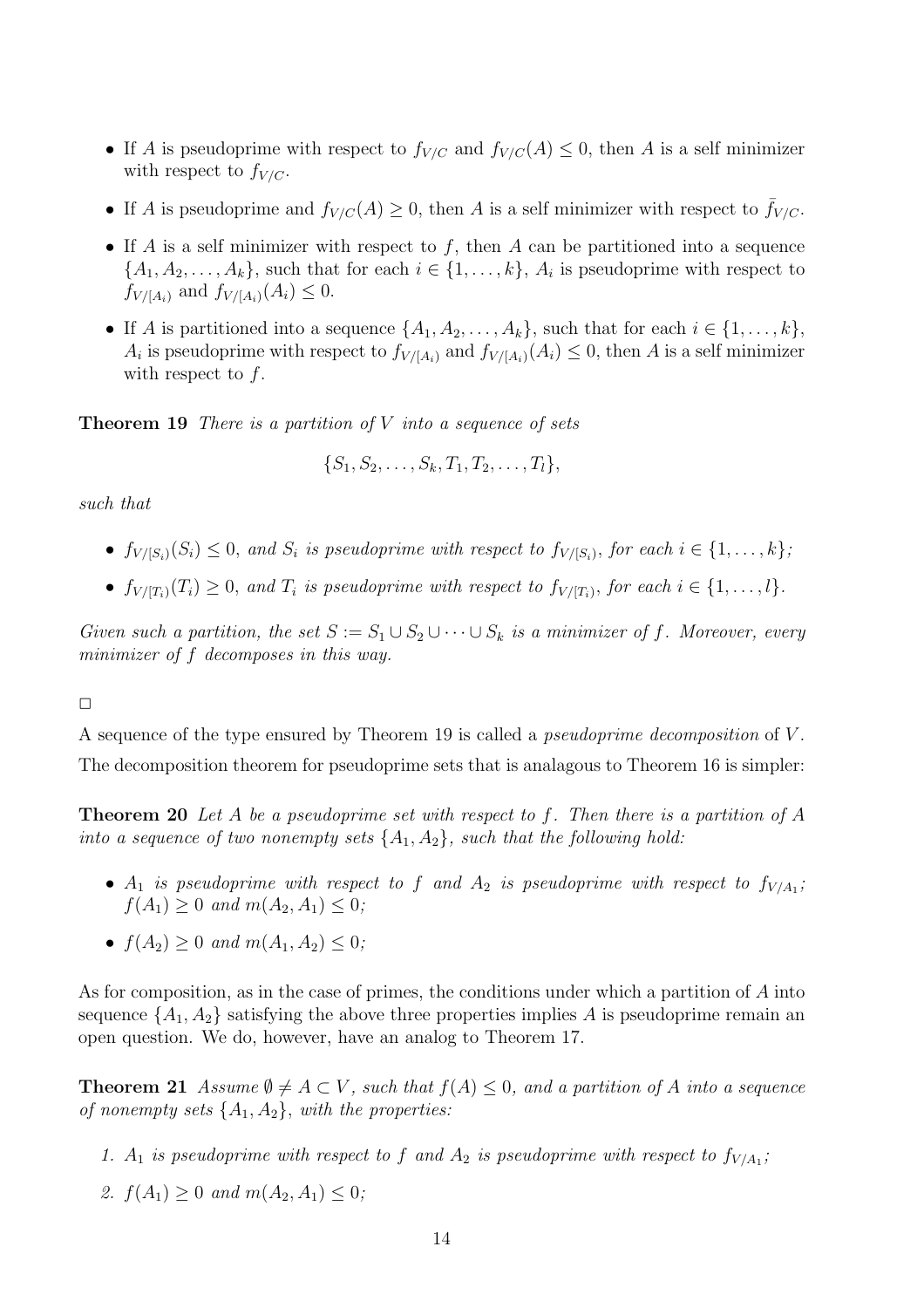- If $A$ is pseudoprime with respect to $f_{V/C}$ and $f_{V/C}(A) \leq 0$, then $A$ is a self minimizer with respect to $f_{V/C}$.
- If $A$ is pseudoprime and $f_{V/C}(A) \geq 0$, then $A$ is a self minimizer with respect to $\bar{f}_{V/C}$.
- If $A$ is a self minimizer with respect to $f$, then $A$ can be partitioned into a sequence $\{A_1, A_2, \ldots, A_k\}$, such that for each $i \in \{1, \ldots, k\}$, $A_i$ is pseudoprime with respect to $f_{V/[A_i)}$ and $f_{V/[A_i)}(A_i) \leq 0$.
- If $A$ is partitioned into a sequence $\{A_1, A_2, \ldots, A_k\}$, such that for each $i \in \{1, \ldots, k\}$, $A_i$ is pseudoprime with respect to $f_{V/[A_i)}$ and $f_{V/[A_i)}(A_i) \leq 0$, then $A$ is a self minimizer with respect to $f$.

**Theorem 19** *There is a partition of $V$ into a sequence of sets*

$$\{S_1, S_2, \ldots, S_k, T_1, T_2, \ldots, T_l\},$$

*such that*

- *$f_{V/[S_i)}(S_i) \leq 0$, and $S_i$ is pseudoprime with respect to $f_{V/[S_i)}$, for each $i \in \{1, \ldots, k\}$;*
- *$f_{V/[T_i)}(T_i) \geq 0$, and $T_i$ is pseudoprime with respect to $f_{V/[T_i)}$, for each $i \in \{1, \ldots, l\}$.*

*Given such a partition, the set $S := S_1 \cup S_2 \cup \cdots \cup S_k$ is a minimizer of $f$. Moreover, every minimizer of $f$ decomposes in this way.*

□

A sequence of the type ensured by Theorem 19 is called a *pseudoprime decomposition* of $V$.

The decomposition theorem for pseudoprime sets that is analagous to Theorem 16 is simpler:

**Theorem 20** *Let $A$ be a pseudoprime set with respect to $f$. Then there is a partition of $A$ into a sequence of two nonempty sets $\{A_1, A_2\}$, such that the following hold:*

- *$A_1$ is pseudoprime with respect to $f$ and $A_2$ is pseudoprime with respect to $f_{V/A_1}$; $f(A_1) \geq 0$ and $m(A_2, A_1) \leq 0$;*
- *$f(A_2) \geq 0$ and $m(A_1, A_2) \leq 0$;*

As for composition, as in the case of primes, the conditions under which a partition of $A$ into sequence $\{A_1, A_2\}$ satisfying the above three properties implies $A$ is pseudoprime remain an open question. We do, however, have an analog to Theorem 17.

**Theorem 21** *Assume $\emptyset \neq A \subset V$, such that $f(A) \leq 0$, and a partition of $A$ into a sequence of nonempty sets $\{A_1, A_2\}$, with the properties:*

1. *$A_1$ is pseudoprime with respect to $f$ and $A_2$ is pseudoprime with respect to $f_{V/A_1}$;*
2. *$f(A_1) \geq 0$ and $m(A_2, A_1) \leq 0$;*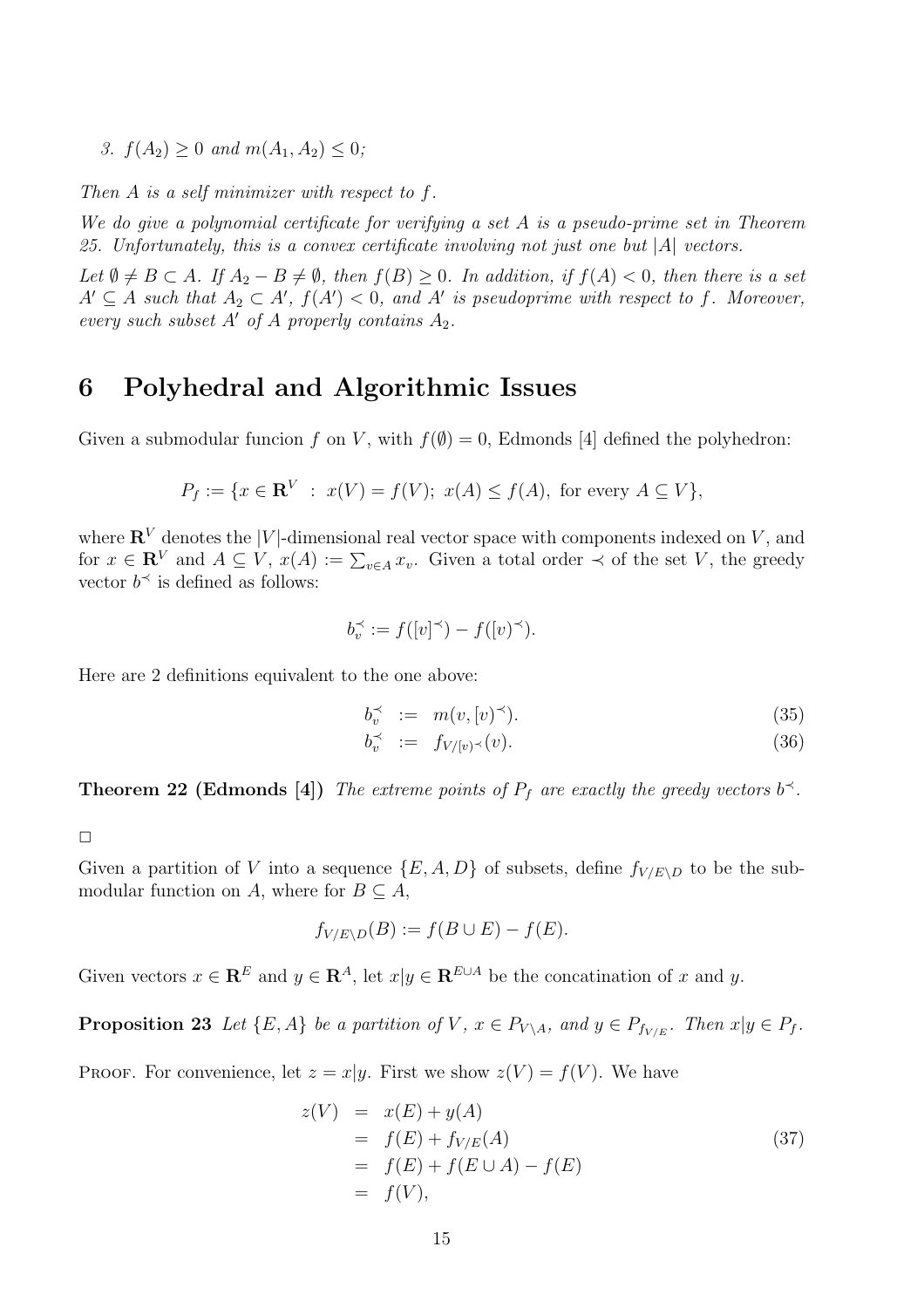*3. $f(A_2) \geq 0$ and $m(A_1, A_2) \leq 0$;*

*Then $A$ is a self minimizer with respect to $f$.*

*We do give a polynomial certificate for verifying a set $A$ is a pseudo-prime set in Theorem 25. Unfortunately, this is a convex certificate involving not just one but $|A|$ vectors.*

*Let $\emptyset \neq B \subset A$. If $A_2 - B \neq \emptyset$, then $f(B) \geq 0$. In addition, if $f(A) < 0$, then there is a set $A' \subseteq A$ such that $A_2 \subset A'$, $f(A') < 0$, and $A'$ is pseudoprime with respect to $f$. Moreover, every such subset $A'$ of $A$ properly contains $A_2$.*

# 6 Polyhedral and Algorithmic Issues

Given a submodular funcion $f$ on $V$, with $f(\emptyset) = 0$, Edmonds [4] defined the polyhedron:

$$P_f := \{x \in \mathbf{R}^V \ : \ x(V) = f(V); \ x(A) \leq f(A), \text{ for every } A \subseteq V\},$$

where $\mathbf{R}^V$ denotes the $|V|$-dimensional real vector space with components indexed on $V$, and for $x \in \mathbf{R}^V$ and $A \subseteq V$, $x(A) := \sum_{v \in A} x_v$. Given a total order $\prec$ of the set $V$, the greedy vector $b^{\prec}$ is defined as follows:

$$b_v^{\prec} := f([v]^{\prec}) - f((v)^{\prec}).$$

Here are 2 definitions equivalent to the one above:

$$b_v^{\prec} := m(v, (v)^{\prec}). \tag{35}$$

$$b_v^{\prec} := f_{V/(v)^{\prec}}(v). \tag{36}$$

**Theorem 22 (Edmonds [4])** *The extreme points of $P_f$ are exactly the greedy vectors $b^{\prec}$.*

□

Given a partition of $V$ into a sequence $\{E, A, D\}$ of subsets, define $f_{V/E \setminus D}$ to be the submodular function on $A$, where for $B \subseteq A$,

$$f_{V/E \setminus D}(B) := f(B \cup E) - f(E).$$

Given vectors $x \in \mathbf{R}^E$ and $y \in \mathbf{R}^A$, let $x|y \in \mathbf{R}^{E \cup A}$ be the concatination of $x$ and $y$.

**Proposition 23** *Let $\{E, A\}$ be a partition of $V$, $x \in P_{V \setminus A}$, and $y \in P_{f_{V/E}}$. Then $x|y \in P_f$.*

Proof. For convenience, let $z = x|y$. First we show $z(V) = f(V)$. We have

$$\begin{aligned} z(V) &= x(E) + y(A) \\ &= f(E) + f_{V/E}(A) \\ &= f(E) + f(E \cup A) - f(E) \\ &= f(V), \end{aligned} \tag{37}$$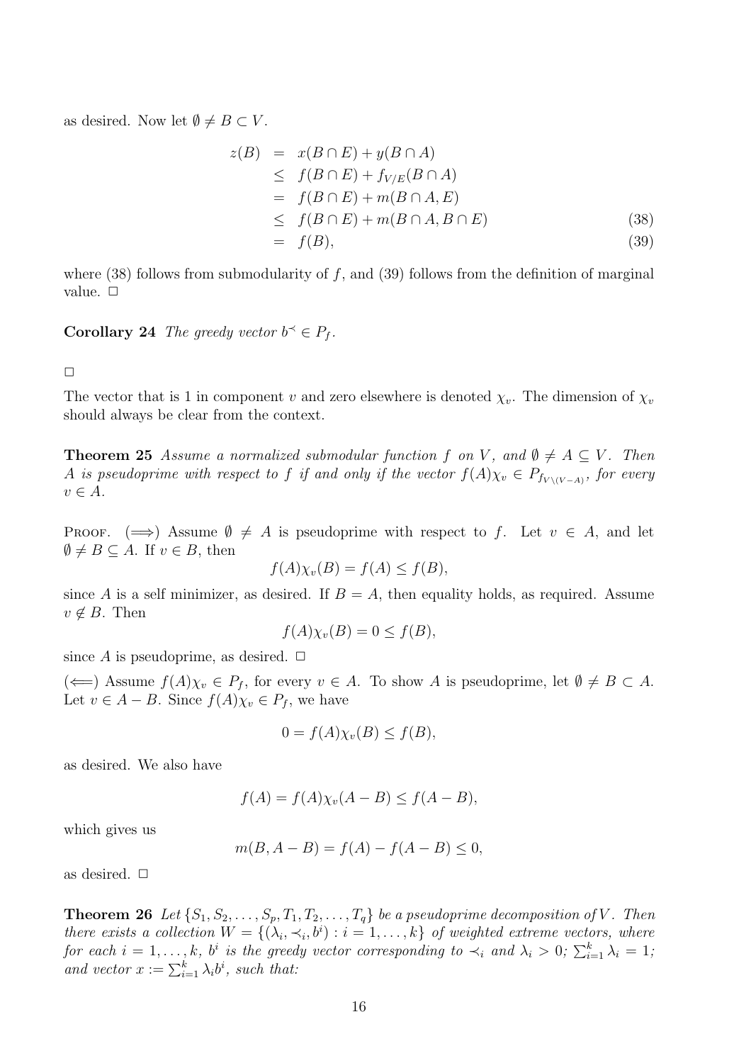as desired. Now let $\emptyset \neq B \subset V$.

$$
\begin{aligned}
z(B) &= x(B \cap E) + y(B \cap A) \\
&\leq f(B \cap E) + f_{V/E}(B \cap A) \\
&= f(B \cap E) + m(B \cap A, E) \\
&\leq f(B \cap E) + m(B \cap A, B \cap E) && (38) \\
&= f(B), && (39)
\end{aligned}
$$

where (38) follows from submodularity of $f$, and (39) follows from the definition of marginal value. □

**Corollary 24** *The greedy vector $b^{\prec} \in P_f$.*

□

The vector that is 1 in component $v$ and zero elsewhere is denoted $\chi_v$. The dimension of $\chi_v$ should always be clear from the context.

**Theorem 25** *Assume a normalized submodular function $f$ on $V$, and $\emptyset \neq A \subseteq V$. Then $A$ is pseudoprime with respect to $f$ if and only if the vector $f(A)\chi_v \in P_{f_{V \setminus (V-A)}}$, for every $v \in A$.*

Proof. ($\Longrightarrow$) Assume $\emptyset \neq A$ is pseudoprime with respect to $f$. Let $v \in A$, and let $\emptyset \neq B \subseteq A$. If $v \in B$, then

$$f(A)\chi_v(B) = f(A) \leq f(B),$$

since $A$ is a self minimizer, as desired. If $B = A$, then equality holds, as required. Assume $v \notin B$. Then

$$f(A)\chi_v(B) = 0 \leq f(B),$$

since $A$ is pseudoprime, as desired. □

($\Longleftarrow$) Assume $f(A)\chi_v \in P_f$, for every $v \in A$. To show $A$ is pseudoprime, let $\emptyset \neq B \subset A$. Let $v \in A - B$. Since $f(A)\chi_v \in P_f$, we have

$$0 = f(A)\chi_v(B) \leq f(B),$$

as desired. We also have

$$f(A) = f(A)\chi_v(A - B) \leq f(A - B),$$

which gives us

$$m(B, A - B) = f(A) - f(A - B) \leq 0,$$

as desired. □

**Theorem 26** *Let $\{S_1, S_2, \ldots, S_p, T_1, T_2, \ldots, T_q\}$ be a pseudoprime decomposition of $V$. Then there exists a collection $W = \{(\lambda_i, \prec_i, b^i) : i = 1, \ldots, k\}$ of weighted extreme vectors, where for each $i = 1, \ldots, k$, $b^i$ is the greedy vector corresponding to $\prec_i$ and $\lambda_i > 0$; $\sum_{i=1}^{k} \lambda_i = 1$; and vector $x := \sum_{i=1}^{k} \lambda_i b^i$, such that:*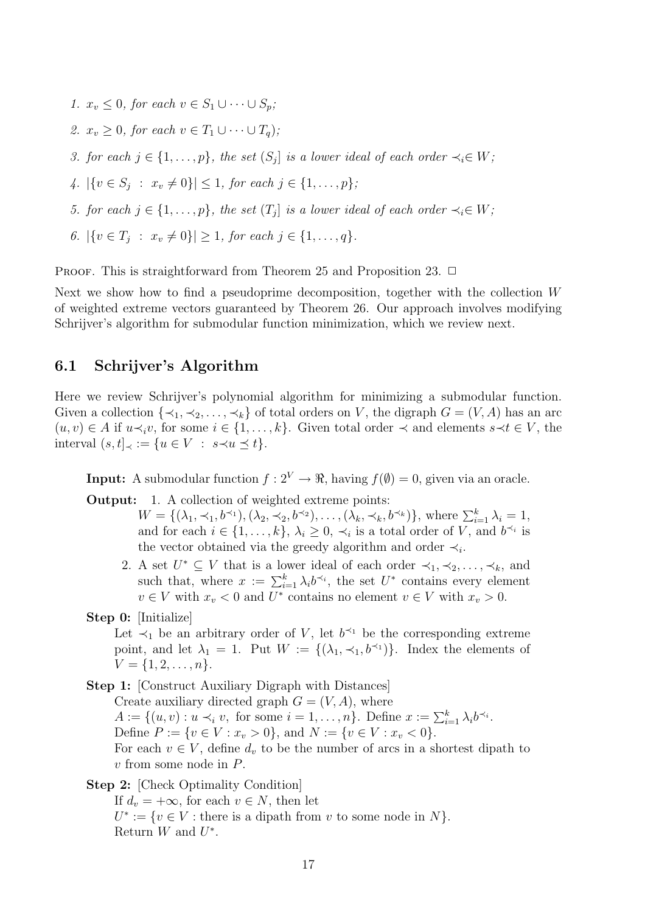1. $x_v \leq 0$, for each $v \in S_1 \cup \cdots \cup S_p$;
2. $x_v \geq 0$, for each $v \in T_1 \cup \cdots \cup T_q$);
3. for each $j \in \{1, \ldots, p\}$, the set $(S_j]$ is a lower ideal of each order $\prec_i \in W$;
4. $|\{v \in S_j \ : \ x_v \neq 0\}| \leq 1$, for each $j \in \{1, \ldots, p\}$;
5. for each $j \in \{1, \ldots, p\}$, the set $(T_j]$ is a lower ideal of each order $\prec_i \in W$;
6. $|\{v \in T_j \ : \ x_v \neq 0\}| \geq 1$, for each $j \in \{1, \ldots, q\}$.

Proof. This is straightforward from Theorem 25 and Proposition 23. □

Next we show how to find a pseudoprime decomposition, together with the collection $W$ of weighted extreme vectors guaranteed by Theorem 26. Our approach involves modifying Schrijver's algorithm for submodular function minimization, which we review next.

## 6.1 Schrijver's Algorithm

Here we review Schrijver's polynomial algorithm for minimizing a submodular function. Given a collection $\{\prec_1, \prec_2, \ldots, \prec_k\}$ of total orders on $V$, the digraph $G = (V, A)$ has an arc $(u, v) \in A$ if $u \prec_i v$, for some $i \in \{1, \ldots, k\}$. Given total order $\prec$ and elements $s \prec t \in V$, the interval $(s, t]_\prec := \{u \in V \ : \ s \prec u \preceq t\}$.

**Input:** A submodular function $f : 2^V \to \Re$, having $f(\emptyset) = 0$, given via an oracle.

**Output:** 1. A collection of weighted extreme points: $W = \{(\lambda_1, \prec_1, b^{\prec_1}), (\lambda_2, \prec_2, b^{\prec_2}), \ldots, (\lambda_k, \prec_k, b^{\prec_k})\}$, where $\sum_{i=1}^k \lambda_i = 1$, and for each $i \in \{1, \ldots, k\}$, $\lambda_i \geq 0$, $\prec_i$ is a total order of $V$, and $b^{\prec_i}$ is the vector obtained via the greedy algorithm and order $\prec_i$.

2. A set $U^* \subseteq V$ that is a lower ideal of each order $\prec_1, \prec_2, \ldots, \prec_k$, and such that, where $x := \sum_{i=1}^k \lambda_i b^{\prec_i}$, the set $U^*$ contains every element $v \in V$ with $x_v < 0$ and $U^*$ contains no element $v \in V$ with $x_v > 0$.

**Step 0:** [Initialize]
Let $\prec_1$ be an arbitrary order of $V$, let $b^{\prec_1}$ be the corresponding extreme point, and let $\lambda_1 = 1$. Put $W := \{(\lambda_1, \prec_1, b^{\prec_1})\}$. Index the elements of $V = \{1, 2, \ldots, n\}$.

**Step 1:** [Construct Auxiliary Digraph with Distances]
Create auxiliary directed graph $G = (V, A)$, where $A := \{(u, v) : u \prec_i v, \text{ for some } i = 1, \ldots, n\}$. Define $x := \sum_{i=1}^k \lambda_i b^{\prec_i}$.
Define $P := \{v \in V : x_v > 0\}$, and $N := \{v \in V : x_v < 0\}$.
For each $v \in V$, define $d_v$ to be the number of arcs in a shortest dipath to $v$ from some node in $P$.

**Step 2:** [Check Optimality Condition]
If $d_v = +\infty$, for each $v \in N$, then let
$U^* := \{v \in V : \text{there is a dipath from } v \text{ to some node in } N\}$.
Return $W$ and $U^*$.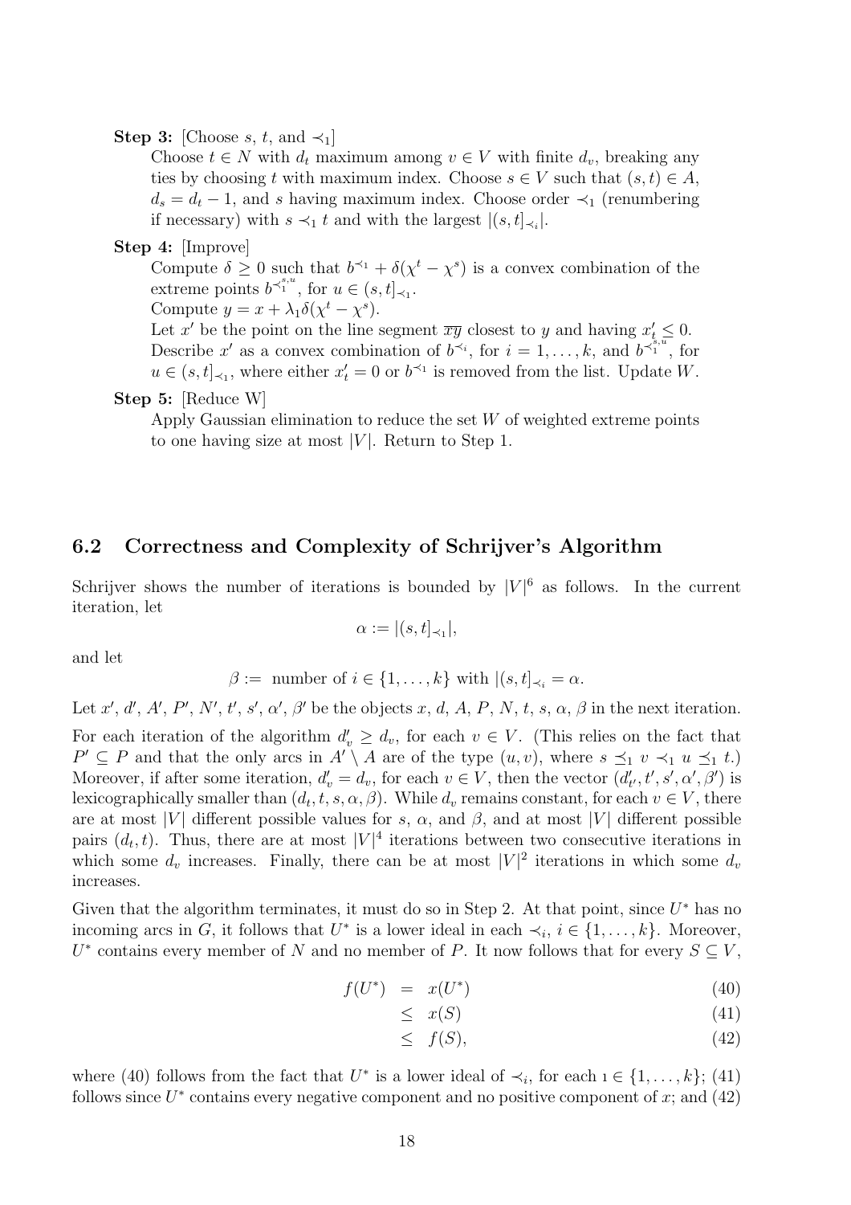**Step 3:** [Choose $s$, $t$, and $\prec_1$]

Choose $t \in N$ with $d_t$ maximum among $v \in V$ with finite $d_v$, breaking any ties by choosing $t$ with maximum index. Choose $s \in V$ such that $(s,t) \in A$, $d_s = d_t - 1$, and $s$ having maximum index. Choose order $\prec_1$ (renumbering if necessary) with $s \prec_1 t$ and with the largest $|(s,t]_{\prec_i}|$.

**Step 4:** [Improve]

Compute $\delta \geq 0$ such that $b^{\prec_1} + \delta(\chi^t - \chi^s)$ is a convex combination of the extreme points $b^{\prec_1^{s,u}}$, for $u \in (s,t]_{\prec_1}$.

Compute $y = x + \lambda_1 \delta(\chi^t - \chi^s)$.

Let $x'$ be the point on the line segment $\overline{xy}$ closest to $y$ and having $x'_t \leq 0$.

Describe $x'$ as a convex combination of $b^{\prec_i}$, for $i = 1, \ldots, k$, and $b^{\prec_1^{s,u}}$, for $u \in (s,t]_{\prec_1}$, where either $x'_t = 0$ or $b^{\prec_1}$ is removed from the list. Update $W$.

**Step 5:** [Reduce W]

Apply Gaussian elimination to reduce the set $W$ of weighted extreme points to one having size at most $|V|$. Return to Step 1.

## 6.2 Correctness and Complexity of Schrijver's Algorithm

Schrijver shows the number of iterations is bounded by $|V|^6$ as follows. In the current iteration, let

$$\alpha := |(s,t]_{\prec_1}|,$$

and let

$$\beta := \text{ number of } i \in \{1, \ldots, k\} \text{ with } |(s,t]_{\prec_i} = \alpha.$$

Let $x'$, $d'$, $A'$, $P'$, $N'$, $t'$, $s'$, $\alpha'$, $\beta'$ be the objects $x$, $d$, $A$, $P$, $N$, $t$, $s$, $\alpha$, $\beta$ in the next iteration. For each iteration of the algorithm $d'_v \geq d_v$, for each $v \in V$. (This relies on the fact that $P' \subseteq P$ and that the only arcs in $A' \setminus A$ are of the type $(u,v)$, where $s \preceq_1 v \prec_1 u \preceq_1 t$.) Moreover, if after some iteration, $d'_v = d_v$, for each $v \in V$, then the vector $(d'_{t'}, t', s', \alpha', \beta')$ is lexicographically smaller than $(d_t, t, s, \alpha, \beta)$. While $d_v$ remains constant, for each $v \in V$, there are at most $|V|$ different possible values for $s$, $\alpha$, and $\beta$, and at most $|V|$ different possible pairs $(d_t, t)$. Thus, there are at most $|V|^4$ iterations between two consecutive iterations in which some $d_v$ increases. Finally, there can be at most $|V|^2$ iterations in which some $d_v$ increases.

Given that the algorithm terminates, it must do so in Step 2. At that point, since $U^*$ has no incoming arcs in $G$, it follows that $U^*$ is a lower ideal in each $\prec_i$, $i \in \{1, \ldots, k\}$. Moreover, $U^*$ contains every member of $N$ and no member of $P$. It now follows that for every $S \subseteq V$,

$$\begin{aligned} f(U^*) &= x(U^*) &(40)\\ &\leq x(S) &(41)\\ &\leq f(S), &(42) \end{aligned}$$

where (40) follows from the fact that $U^*$ is a lower ideal of $\prec_i$, for each $\imath \in \{1, \ldots, k\}$; (41) follows since $U^*$ contains every negative component and no positive component of $x$; and (42)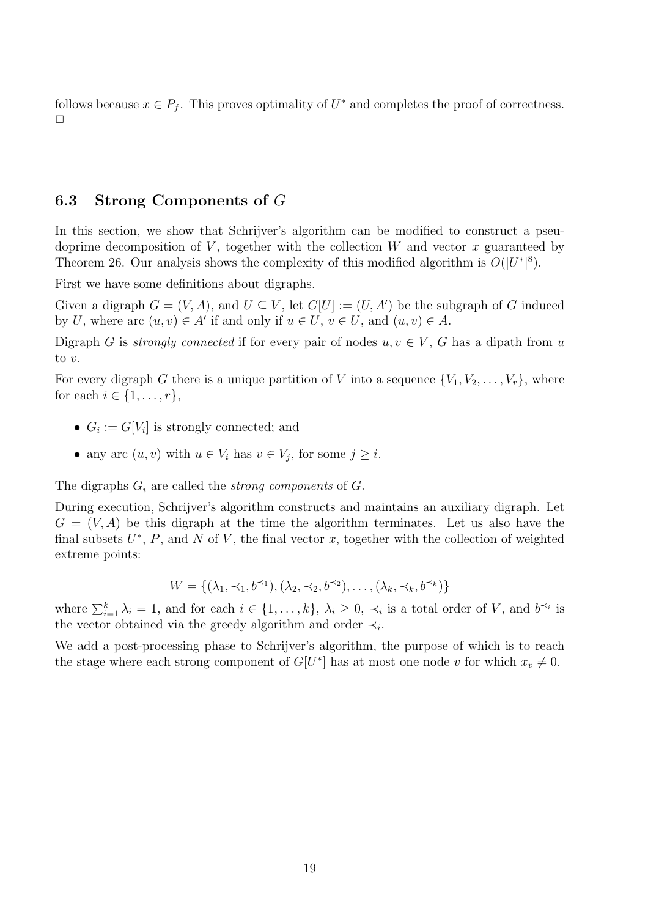follows because $x \in P_f$. This proves optimality of $U^*$ and completes the proof of correctness. □

### 6.3 Strong Components of $G$

In this section, we show that Schrijver's algorithm can be modified to construct a pseudoprime decomposition of $V$, together with the collection $W$ and vector $x$ guaranteed by Theorem 26. Our analysis shows the complexity of this modified algorithm is $O(|U^*|^8)$.

First we have some definitions about digraphs.

Given a digraph $G = (V, A)$, and $U \subseteq V$, let $G[U] := (U, A')$ be the subgraph of $G$ induced by $U$, where arc $(u, v) \in A'$ if and only if $u \in U$, $v \in U$, and $(u, v) \in A$.

Digraph $G$ is *strongly connected* if for every pair of nodes $u, v \in V$, $G$ has a dipath from $u$ to $v$.

For every digraph $G$ there is a unique partition of $V$ into a sequence $\{V_1, V_2, \ldots, V_r\}$, where for each $i \in \{1, \ldots, r\}$,

- $G_i := G[V_i]$ is strongly connected; and
- any arc $(u, v)$ with $u \in V_i$ has $v \in V_j$, for some $j \geq i$.

The digraphs $G_i$ are called the *strong components* of $G$.

During execution, Schrijver's algorithm constructs and maintains an auxiliary digraph. Let $G = (V, A)$ be this digraph at the time the algorithm terminates. Let us also have the final subsets $U^*$, $P$, and $N$ of $V$, the final vector $x$, together with the collection of weighted extreme points:

$$W = \{(\lambda_1, \prec_1, b^{\prec_1}), (\lambda_2, \prec_2, b^{\prec_2}), \ldots, (\lambda_k, \prec_k, b^{\prec_k})\}$$

where $\sum_{i=1}^{k} \lambda_i = 1$, and for each $i \in \{1, \ldots, k\}$, $\lambda_i \geq 0$, $\prec_i$ is a total order of $V$, and $b^{\prec_i}$ is the vector obtained via the greedy algorithm and order $\prec_i$.

We add a post-processing phase to Schrijver's algorithm, the purpose of which is to reach the stage where each strong component of $G[U^*]$ has at most one node $v$ for which $x_v \neq 0$.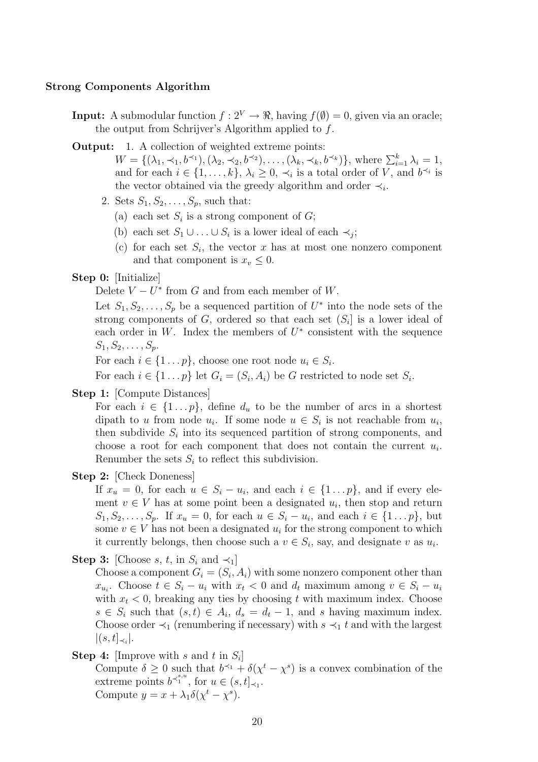**Strong Components Algorithm**

**Input:** A submodular function $f : 2^V \to \Re$, having $f(\emptyset) = 0$, given via an oracle; the output from Schrijver's Algorithm applied to $f$.

**Output:** 1. A collection of weighted extreme points: $W = \{(\lambda_1, \prec_1, b^{\prec_1}), (\lambda_2, \prec_2, b^{\prec_2}), \ldots, (\lambda_k, \prec_k, b^{\prec_k})\}$, where $\sum_{i=1}^{k} \lambda_i = 1$, and for each $i \in \{1, \ldots, k\}$, $\lambda_i \geq 0$, $\prec_i$ is a total order of $V$, and $b^{\prec_i}$ is the vector obtained via the greedy algorithm and order $\prec_i$.

2. Sets $S_1, S_2, \ldots, S_p$, such that:
   - (a) each set $S_i$ is a strong component of $G$;
   - (b) each set $S_1 \cup \ldots \cup S_i$ is a lower ideal of each $\prec_j$;
   - (c) for each set $S_i$, the vector $x$ has at most one nonzero component and that component is $x_v \leq 0$.

**Step 0:** [Initialize]

Delete $V - U^*$ from $G$ and from each member of $W$.

Let $S_1, S_2, \ldots, S_p$ be a sequenced partition of $U^*$ into the node sets of the strong components of $G$, ordered so that each set $(S_i]$ is a lower ideal of each order in $W$. Index the members of $U^*$ consistent with the sequence $S_1, S_2, \ldots, S_p$.

For each $i \in \{1 \ldots p\}$, choose one root node $u_i \in S_i$.

For each $i \in \{1 \ldots p\}$ let $G_i = (S_i, A_i)$ be $G$ restricted to node set $S_i$.

**Step 1:** [Compute Distances]

For each $i \in \{1 \ldots p\}$, define $d_u$ to be the number of arcs in a shortest dipath to $u$ from node $u_i$. If some node $u \in S_i$ is not reachable from $u_i$, then subdivide $S_i$ into its sequenced partition of strong components, and choose a root for each component that does not contain the current $u_i$. Renumber the sets $S_i$ to reflect this subdivision.

**Step 2:** [Check Doneness]

If $x_u = 0$, for each $u \in S_i - u_i$, and each $i \in \{1 \ldots p\}$, and if every element $v \in V$ has at some point been a designated $u_i$, then stop and return $S_1, S_2, \ldots, S_p$. If $x_u = 0$, for each $u \in S_i - u_i$, and each $i \in \{1 \ldots p\}$, but some $v \in V$ has not been a designated $u_i$ for the strong component to which it currently belongs, then choose such a $v \in S_i$, say, and designate $v$ as $u_i$.

**Step 3:** [Choose $s$, $t$, in $S_i$ and $\prec_1$]

Choose a component $G_i = (S_i, A_i)$ with some nonzero component other than $x_{u_i}$. Choose $t \in S_i - u_i$ with $x_t < 0$ and $d_t$ maximum among $v \in S_i - u_i$ with $x_t < 0$, breaking any ties by choosing $t$ with maximum index. Choose $s \in S_i$ such that $(s, t) \in A_i$, $d_s = d_t - 1$, and $s$ having maximum index. Choose order $\prec_1$ (renumbering if necessary) with $s \prec_1 t$ and with the largest $|(s, t]_{\prec_i}|$.

**Step 4:** [Improve with $s$ and $t$ in $S_i$]

Compute $\delta \geq 0$ such that $b^{\prec_1} + \delta(\chi^t - \chi^s)$ is a convex combination of the extreme points $b^{\prec_1^{s,u}}$, for $u \in (s, t]_{\prec_1}$.

Compute $y = x + \lambda_1 \delta(\chi^t - \chi^s)$.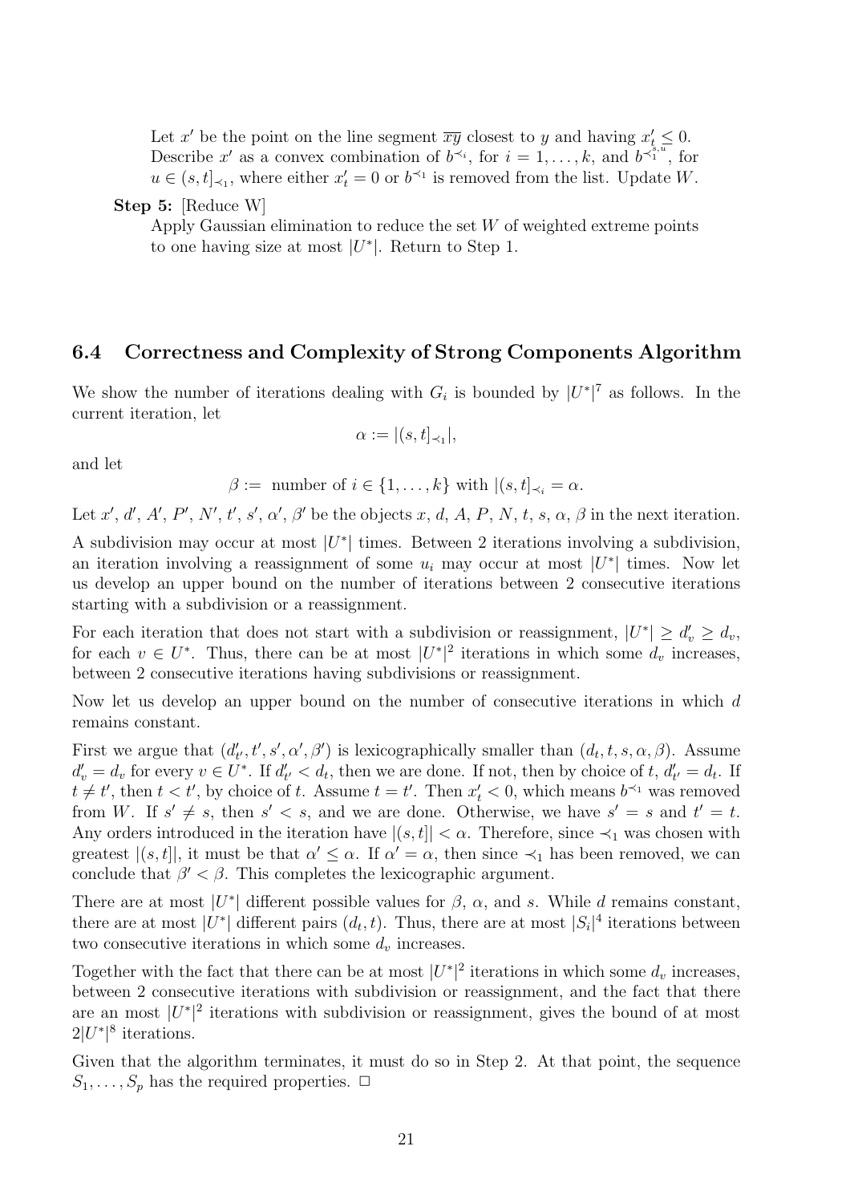Let $x'$ be the point on the line segment $\overline{xy}$ closest to $y$ and having $x'_t \leq 0$. Describe $x'$ as a convex combination of $b^{\prec_i}$, for $i = 1, \ldots, k$, and $b^{\prec_1^{s,u}}$, for $u \in (s, t]_{\prec_1}$, where either $x'_t = 0$ or $b^{\prec_1}$ is removed from the list. Update $W$.

**Step 5:** [Reduce W]
Apply Gaussian elimination to reduce the set $W$ of weighted extreme points to one having size at most $|U^*|$. Return to Step 1.

## 6.4 Correctness and Complexity of Strong Components Algorithm

We show the number of iterations dealing with $G_i$ is bounded by $|U^*|^7$ as follows. In the current iteration, let

$$\alpha := |(s, t]_{\prec_1}|,$$

and let

$$\beta := \text{ number of } i \in \{1, \ldots, k\} \text{ with } |(s, t]_{\prec_i} = \alpha.$$

Let $x'$, $d'$, $A'$, $P'$, $N'$, $t'$, $s'$, $\alpha'$, $\beta'$ be the objects $x$, $d$, $A$, $P$, $N$, $t$, $s$, $\alpha$, $\beta$ in the next iteration.

A subdivision may occur at most $|U^*|$ times. Between 2 iterations involving a subdivision, an iteration involving a reassignment of some $u_i$ may occur at most $|U^*|$ times. Now let us develop an upper bound on the number of iterations between 2 consecutive iterations starting with a subdivision or a reassignment.

For each iteration that does not start with a subdivision or reassignment, $|U^*| \geq d'_v \geq d_v$, for each $v \in U^*$. Thus, there can be at most $|U^*|^2$ iterations in which some $d_v$ increases, between 2 consecutive iterations having subdivisions or reassignment.

Now let us develop an upper bound on the number of consecutive iterations in which $d$ remains constant.

First we argue that $(d'_{t'}, t', s', \alpha', \beta')$ is lexicographically smaller than $(d_t, t, s, \alpha, \beta)$. Assume $d'_v = d_v$ for every $v \in U^*$. If $d'_{t'} < d_t$, then we are done. If not, then by choice of $t$, $d'_{t'} = d_t$. If $t \neq t'$, then $t < t'$, by choice of $t$. Assume $t = t'$. Then $x'_t < 0$, which means $b^{\prec_1}$ was removed from $W$. If $s' \neq s$, then $s' < s$, and we are done. Otherwise, we have $s' = s$ and $t' = t$. Any orders introduced in the iteration have $|(s, t]| < \alpha$. Therefore, since $\prec_1$ was chosen with greatest $|(s, t]|$, it must be that $\alpha' \leq \alpha$. If $\alpha' = \alpha$, then since $\prec_1$ has been removed, we can conclude that $\beta' < \beta$. This completes the lexicographic argument.

There are at most $|U^*|$ different possible values for $\beta$, $\alpha$, and $s$. While $d$ remains constant, there are at most $|U^*|$ different pairs $(d_t, t)$. Thus, there are at most $|S_i|^4$ iterations between two consecutive iterations in which some $d_v$ increases.

Together with the fact that there can be at most $|U^*|^2$ iterations in which some $d_v$ increases, between 2 consecutive iterations with subdivision or reassignment, and the fact that there are an most $|U^*|^2$ iterations with subdivision or reassignment, gives the bound of at most $2|U^*|^8$ iterations.

Given that the algorithm terminates, it must do so in Step 2. At that point, the sequence $S_1, \ldots, S_p$ has the required properties. $\square$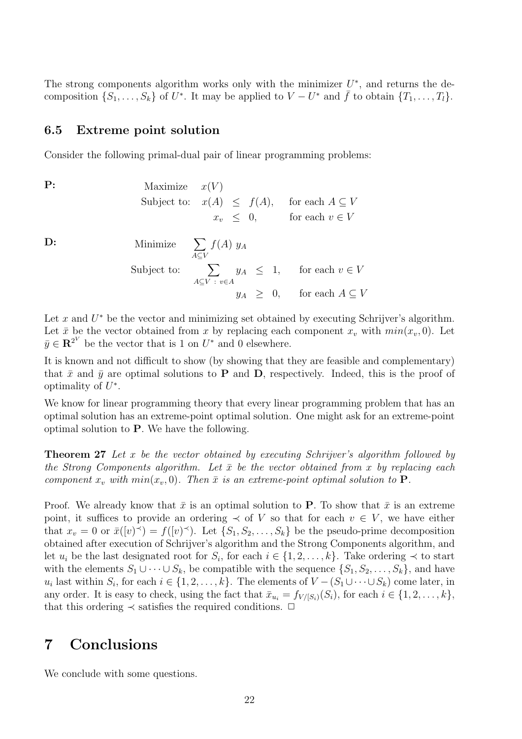The strong components algorithm works only with the minimizer $U^*$, and returns the decomposition $\{S_1, \ldots, S_k\}$ of $U^*$. It may be applied to $V - U^*$ and $\bar{f}$ to obtain $\{T_1, \ldots, T_l\}$.

### 6.5 Extreme point solution

Consider the following primal-dual pair of linear programming problems:

**P:**

$$\begin{array}{lrcll} \text{Maximize} & x(V) & & & \\ \text{Subject to:} & x(A) & \leq & f(A), & \text{for each } A \subseteq V \\ & x_v & \leq & 0, & \text{for each } v \in V \end{array}$$

**D:**

$$\begin{array}{lrcll} \text{Minimize} & \sum_{A \subseteq V} f(A)\ y_A & & & \\ \text{Subject to:} & \sum_{A \subseteq V\ :\ v \in A} y_A & \leq & 1, & \text{for each } v \in V \\ & y_A & \geq & 0, & \text{for each } A \subseteq V \end{array}$$

Let $x$ and $U^*$ be the vector and minimizing set obtained by executing Schrijver's algorithm. Let $\bar{x}$ be the vector obtained from $x$ by replacing each component $x_v$ with $min(x_v, 0)$. Let $\bar{y} \in \mathbf{R}^{2^V}$ be the vector that is 1 on $U^*$ and 0 elsewhere.

It is known and not difficult to show (by showing that they are feasible and complementary) that $\bar{x}$ and $\bar{y}$ are optimal solutions to **P** and **D**, respectively. Indeed, this is the proof of optimality of $U^*$.

We know for linear programming theory that every linear programming problem that has an optimal solution has an extreme-point optimal solution. One might ask for an extreme-point optimal solution to **P**. We have the following.

**Theorem 27** *Let $x$ be the vector obtained by executing Schrijver's algorithm followed by the Strong Components algorithm. Let $\bar{x}$ be the vector obtained from $x$ by replacing each component $x_v$ with $min(x_v, 0)$. Then $\bar{x}$ is an extreme-point optimal solution to* **P**.

Proof. We already know that $\bar{x}$ is an optimal solution to **P**. To show that $\bar{x}$ is an extreme point, it suffices to provide an ordering $\prec$ of $V$ so that for each $v \in V$, we have either that $x_v = 0$ or $\bar{x}([v]^{\prec}) = f([v]^{\prec})$. Let $\{S_1, S_2, \ldots, S_k\}$ be the pseudo-prime decomposition obtained after execution of Schrijver's algorithm and the Strong Components algorithm, and let $u_i$ be the last designated root for $S_i$, for each $i \in \{1, 2, \ldots, k\}$. Take ordering $\prec$ to start with the elements $S_1 \cup \cdots \cup S_k$, be compatible with the sequence $\{S_1, S_2, \ldots, S_k\}$, and have $u_i$ last within $S_i$, for each $i \in \{1, 2, \ldots, k\}$. The elements of $V - (S_1 \cup \cdots \cup S_k)$ come later, in any order. It is easy to check, using the fact that $\bar{x}_{u_i} = f_{V/[S_i)}(S_i)$, for each $i \in \{1, 2, \ldots, k\}$, that this ordering $\prec$ satisfies the required conditions. $\Box$

# 7 Conclusions

We conclude with some questions.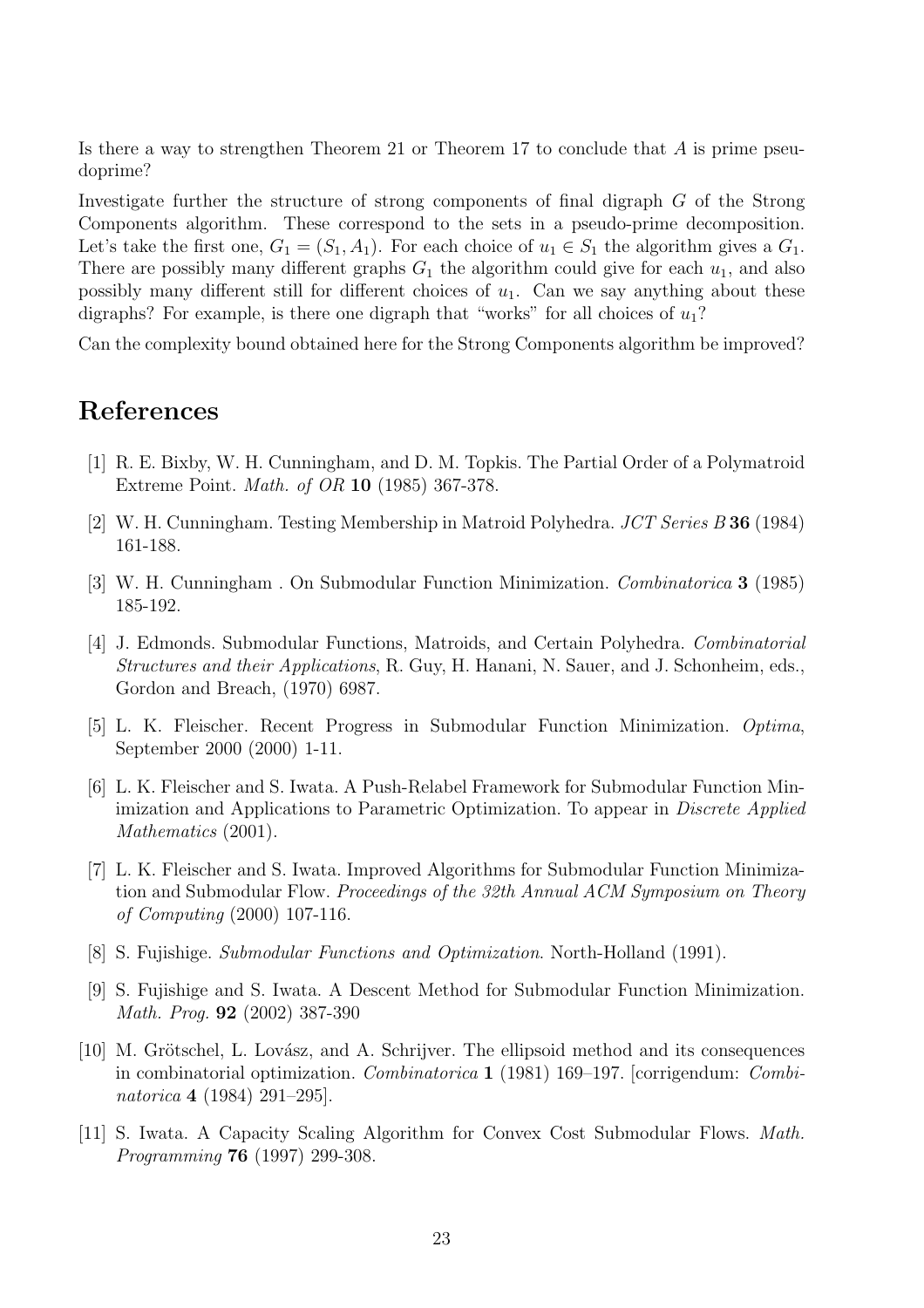Is there a way to strengthen Theorem 21 or Theorem 17 to conclude that $A$ is prime pseudoprime?

Investigate further the structure of strong components of final digraph $G$ of the Strong Components algorithm. These correspond to the sets in a pseudo-prime decomposition. Let's take the first one, $G_1 = (S_1, A_1)$. For each choice of $u_1 \in S_1$ the algorithm gives a $G_1$. There are possibly many different graphs $G_1$ the algorithm could give for each $u_1$, and also possibly many different still for different choices of $u_1$. Can we say anything about these digraphs? For example, is there one digraph that "works" for all choices of $u_1$?

Can the complexity bound obtained here for the Strong Components algorithm be improved?

# References

[1] R. E. Bixby, W. H. Cunningham, and D. M. Topkis. The Partial Order of a Polymatroid Extreme Point. *Math. of OR* **10** (1985) 367-378.

[2] W. H. Cunningham. Testing Membership in Matroid Polyhedra. *JCT Series B* **36** (1984) 161-188.

[3] W. H. Cunningham . On Submodular Function Minimization. *Combinatorica* **3** (1985) 185-192.

[4] J. Edmonds. Submodular Functions, Matroids, and Certain Polyhedra. *Combinatorial Structures and their Applications*, R. Guy, H. Hanani, N. Sauer, and J. Schonheim, eds., Gordon and Breach, (1970) 6987.

[5] L. K. Fleischer. Recent Progress in Submodular Function Minimization. *Optima*, September 2000 (2000) 1-11.

[6] L. K. Fleischer and S. Iwata. A Push-Relabel Framework for Submodular Function Minimization and Applications to Parametric Optimization. To appear in *Discrete Applied Mathematics* (2001).

[7] L. K. Fleischer and S. Iwata. Improved Algorithms for Submodular Function Minimization and Submodular Flow. *Proceedings of the 32th Annual ACM Symposium on Theory of Computing* (2000) 107-116.

[8] S. Fujishige. *Submodular Functions and Optimization*. North-Holland (1991).

[9] S. Fujishige and S. Iwata. A Descent Method for Submodular Function Minimization. *Math. Prog.* **92** (2002) 387-390

[10] M. Grötschel, L. Lovász, and A. Schrijver. The ellipsoid method and its consequences in combinatorial optimization. *Combinatorica* **1** (1981) 169–197. [corrigendum: *Combinatorica* **4** (1984) 291–295].

[11] S. Iwata. A Capacity Scaling Algorithm for Convex Cost Submodular Flows. *Math. Programming* **76** (1997) 299-308.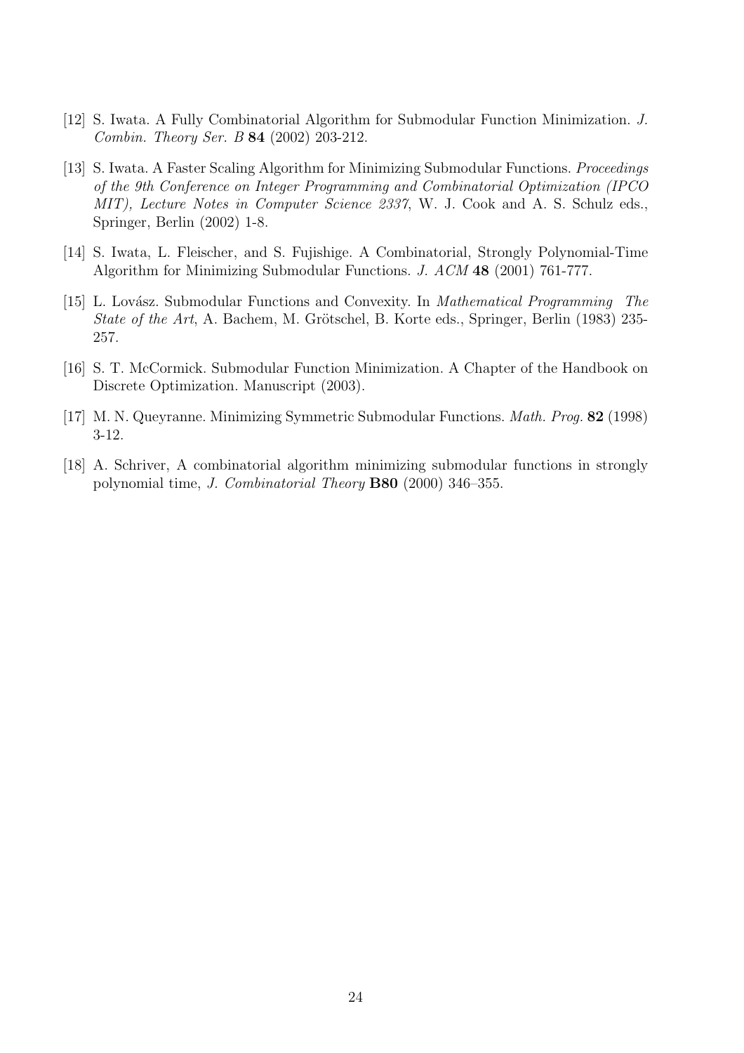[12] S. Iwata. A Fully Combinatorial Algorithm for Submodular Function Minimization. *J. Combin. Theory Ser. B* **84** (2002) 203-212.

[13] S. Iwata. A Faster Scaling Algorithm for Minimizing Submodular Functions. *Proceedings of the 9th Conference on Integer Programming and Combinatorial Optimization (IPCO MIT), Lecture Notes in Computer Science 2337*, W. J. Cook and A. S. Schulz eds., Springer, Berlin (2002) 1-8.

[14] S. Iwata, L. Fleischer, and S. Fujishige. A Combinatorial, Strongly Polynomial-Time Algorithm for Minimizing Submodular Functions. *J. ACM* **48** (2001) 761-777.

[15] L. Lovász. Submodular Functions and Convexity. In *Mathematical Programming The State of the Art*, A. Bachem, M. Grötschel, B. Korte eds., Springer, Berlin (1983) 235-257.

[16] S. T. McCormick. Submodular Function Minimization. A Chapter of the Handbook on Discrete Optimization. Manuscript (2003).

[17] M. N. Queyranne. Minimizing Symmetric Submodular Functions. *Math. Prog.* **82** (1998) 3-12.

[18] A. Schriver, A combinatorial algorithm minimizing submodular functions in strongly polynomial time, *J. Combinatorial Theory* **B80** (2000) 346–355.